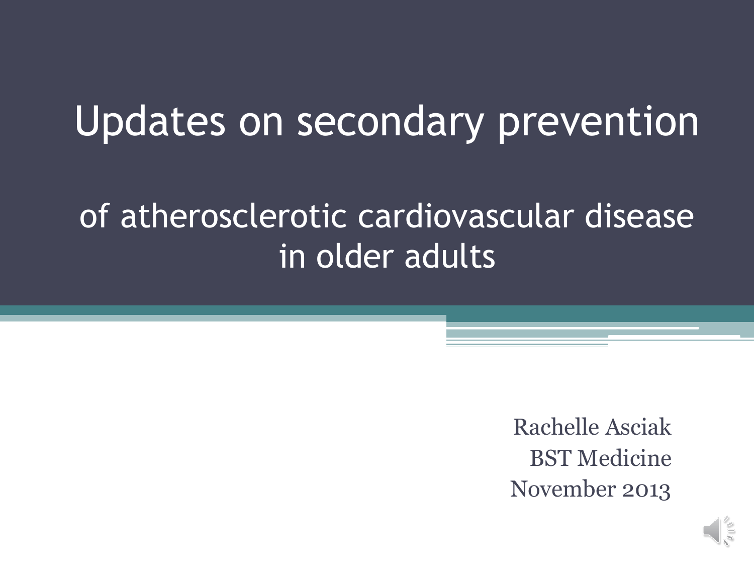# Updates on secondary prevention

## of atherosclerotic cardiovascular disease in older adults

Rachelle Asciak
BST Medicine
November 2013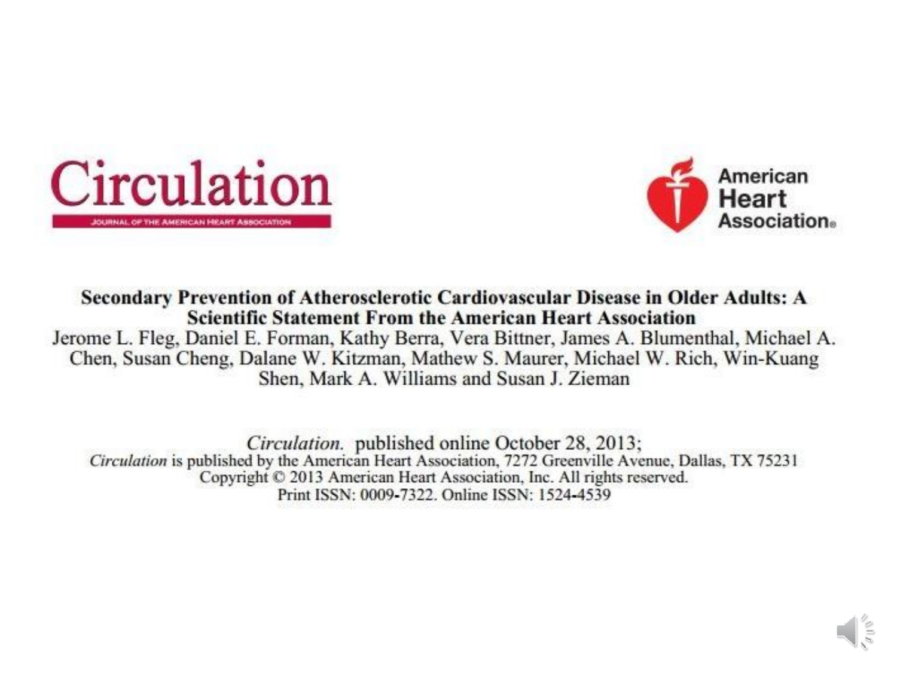Circulation

JOURNAL OF THE AMERICAN HEART ASSOCIATION

American Heart Association

**Secondary Prevention of Atherosclerotic Cardiovascular Disease in Older Adults: A Scientific Statement From the American Heart Association**

Jerome L. Fleg, Daniel E. Forman, Kathy Berra, Vera Bittner, James A. Blumenthal, Michael A. Chen, Susan Cheng, Dalane W. Kitzman, Mathew S. Maurer, Michael W. Rich, Win-Kuang Shen, Mark A. Williams and Susan J. Zieman

*Circulation.* published online October 28, 2013;

*Circulation* is published by the American Heart Association, 7272 Greenville Avenue, Dallas, TX 75231

Copyright © 2013 American Heart Association, Inc. All rights reserved.

Print ISSN: 0009-7322. Online ISSN: 1524-4539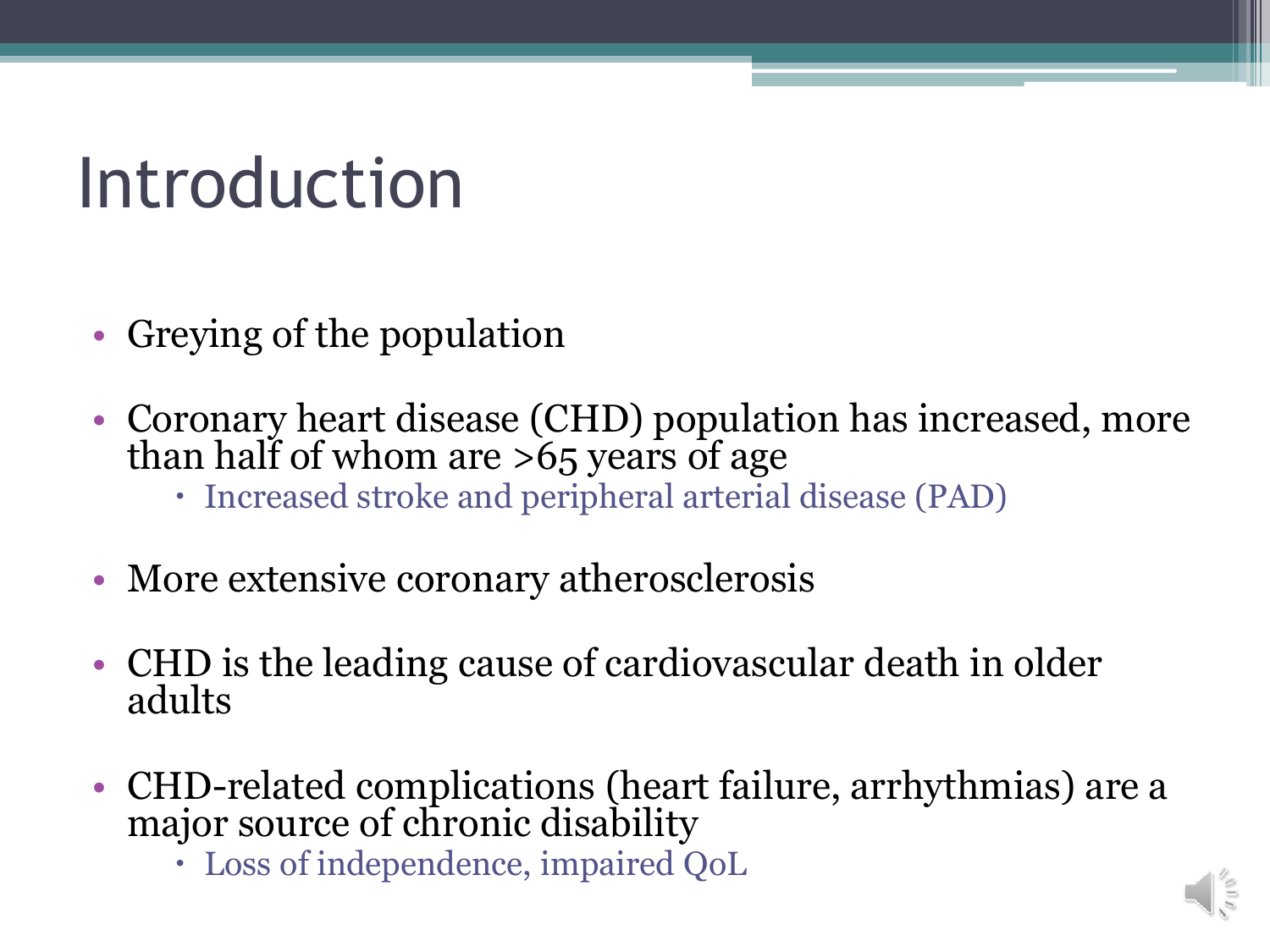# Introduction

- Greying of the population
- Coronary heart disease (CHD) population has increased, more than half of whom are >65 years of age
  - Increased stroke and peripheral arterial disease (PAD)
- More extensive coronary atherosclerosis
- CHD is the leading cause of cardiovascular death in older adults
- CHD-related complications (heart failure, arrhythmias) are a major source of chronic disability
  - Loss of independence, impaired QoL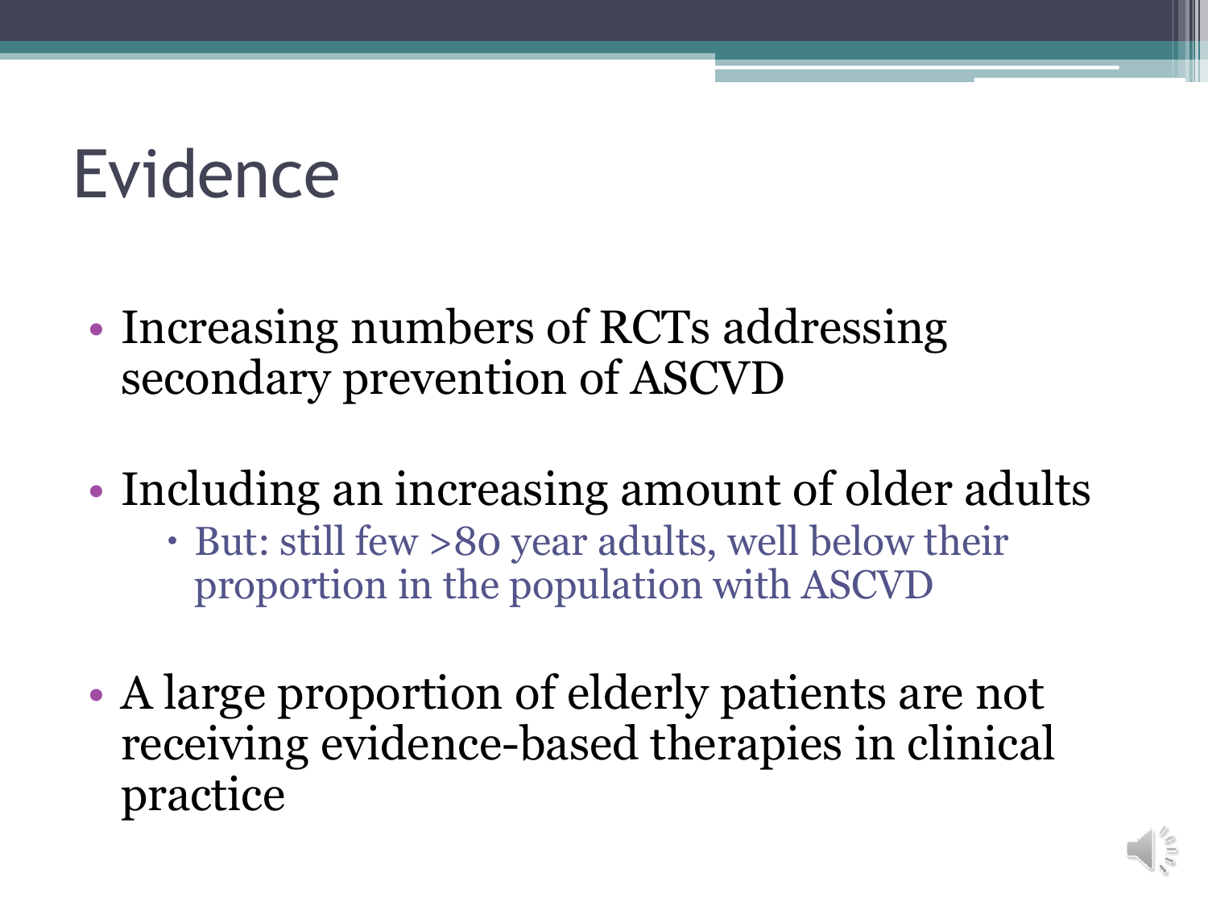# Evidence

- Increasing numbers of RCTs addressing secondary prevention of ASCVD
- Including an increasing amount of older adults
  - But: still few >80 year adults, well below their proportion in the population with ASCVD
- A large proportion of elderly patients are not receiving evidence-based therapies in clinical practice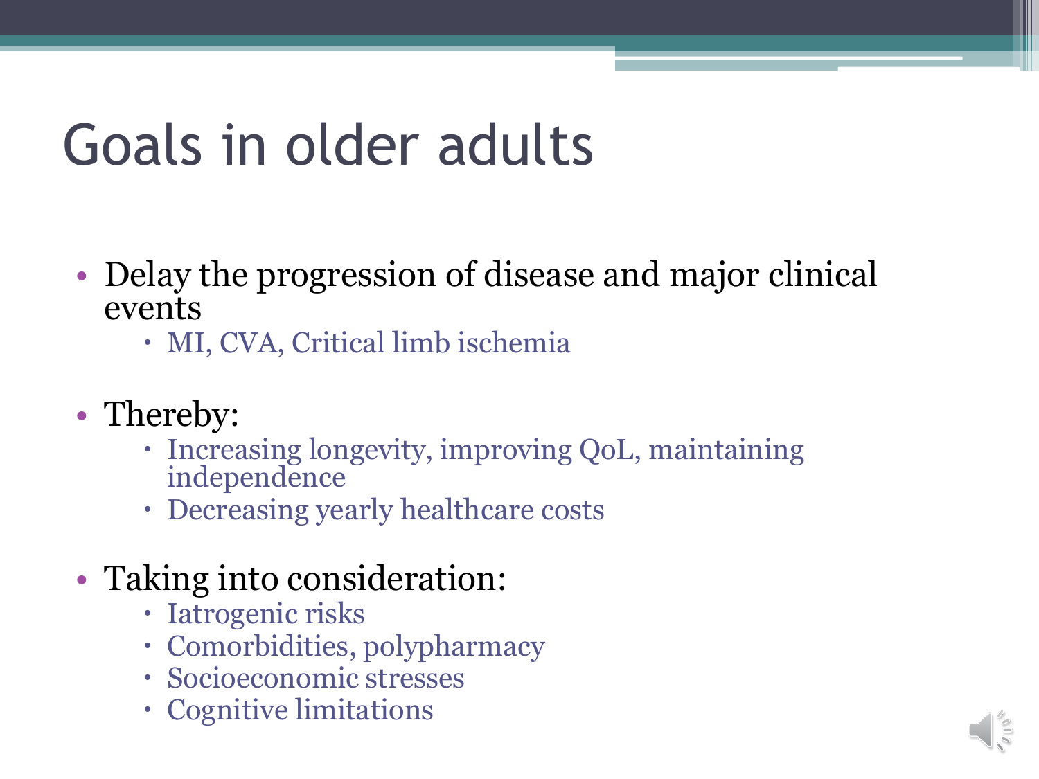# Goals in older adults

- Delay the progression of disease and major clinical events
  - MI, CVA, Critical limb ischemia
- Thereby:
  - Increasing longevity, improving QoL, maintaining independence
  - Decreasing yearly healthcare costs
- Taking into consideration:
  - Iatrogenic risks
  - Comorbidities, polypharmacy
  - Socioeconomic stresses
  - Cognitive limitations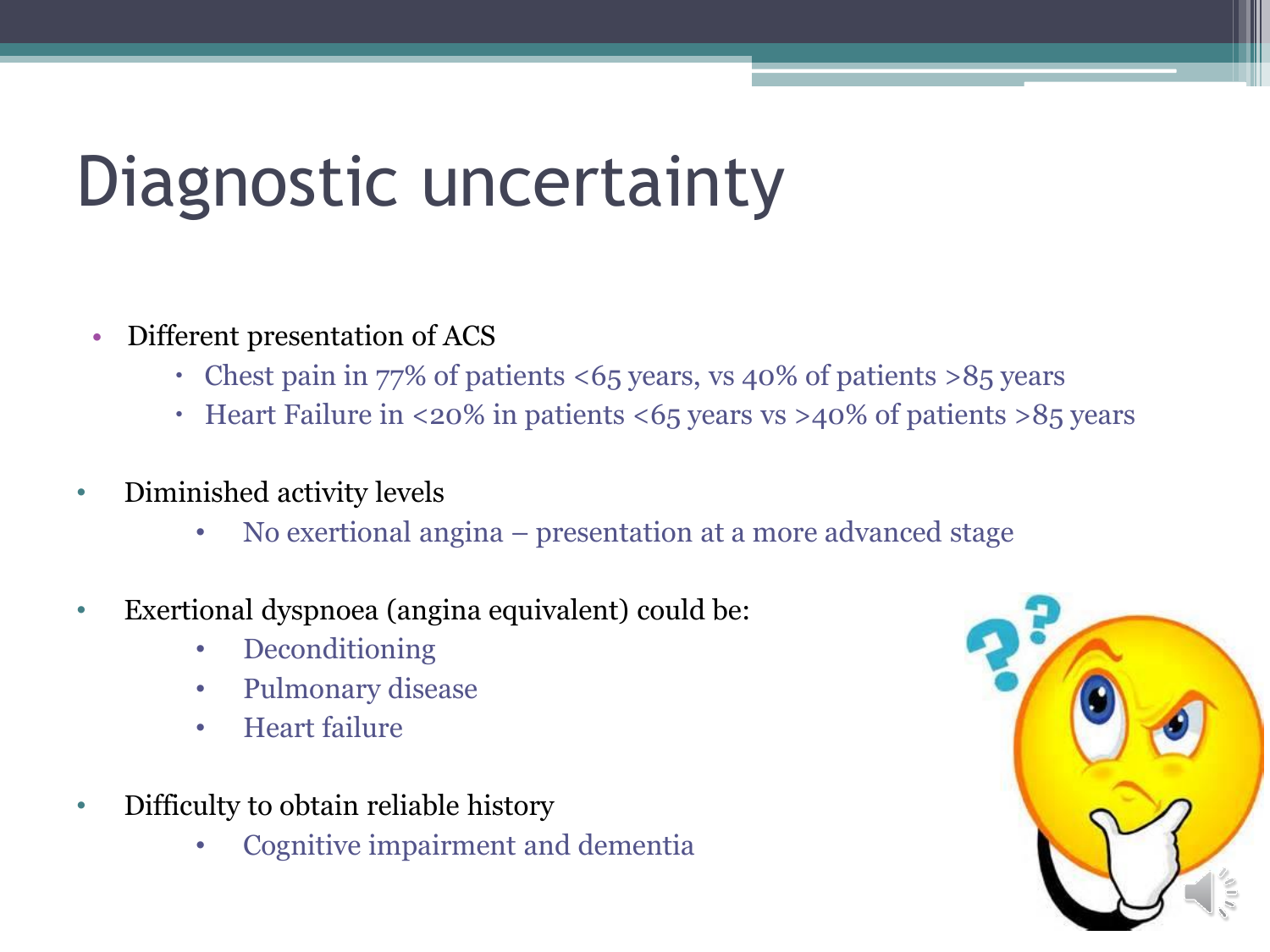# Diagnostic uncertainty

- Different presentation of ACS
  - Chest pain in 77% of patients <65 years, vs 40% of patients >85 years
  - Heart Failure in <20% in patients <65 years vs >40% of patients >85 years
- Diminished activity levels
  - No exertional angina – presentation at a more advanced stage
- Exertional dyspnoea (angina equivalent) could be:
  - Deconditioning
  - Pulmonary disease
  - Heart failure
- Difficulty to obtain reliable history
  - Cognitive impairment and dementia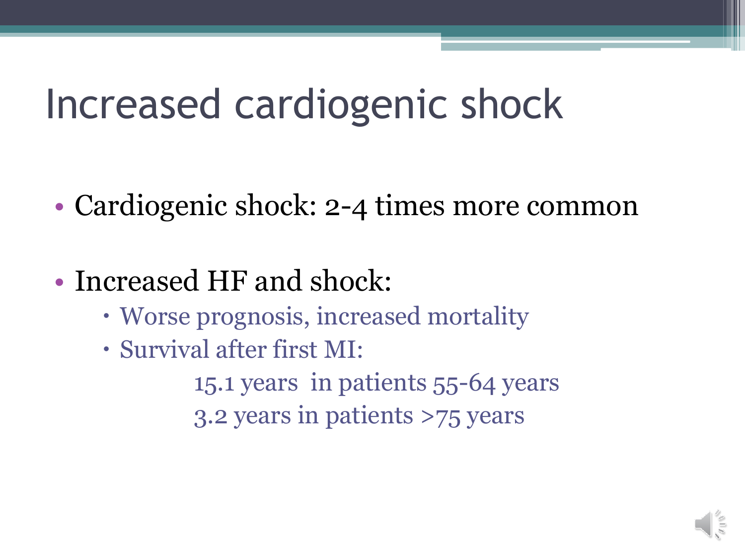# Increased cardiogenic shock

- Cardiogenic shock: 2-4 times more common
- Increased HF and shock:
  - Worse prognosis, increased mortality
  - Survival after first MI:

    15.1 years in patients 55-64 years

    3.2 years in patients >75 years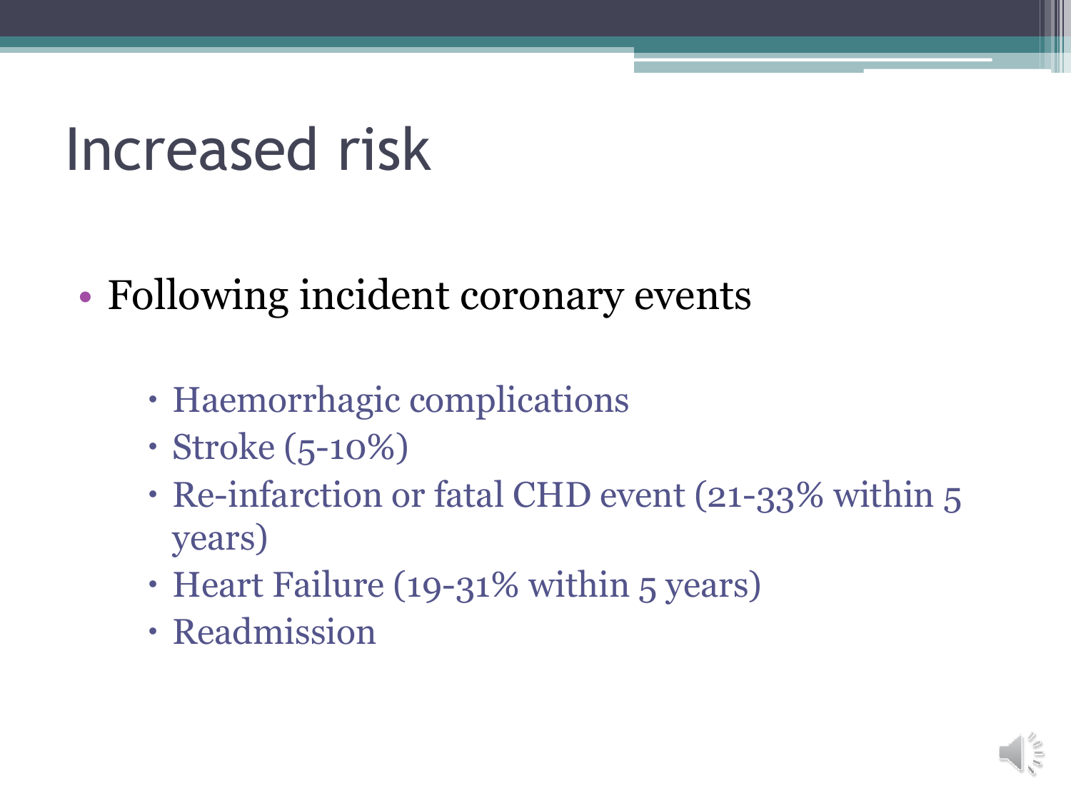# Increased risk

- Following incident coronary events
  - Haemorrhagic complications
  - Stroke (5-10%)
  - Re-infarction or fatal CHD event (21-33% within 5 years)
  - Heart Failure (19-31% within 5 years)
  - Readmission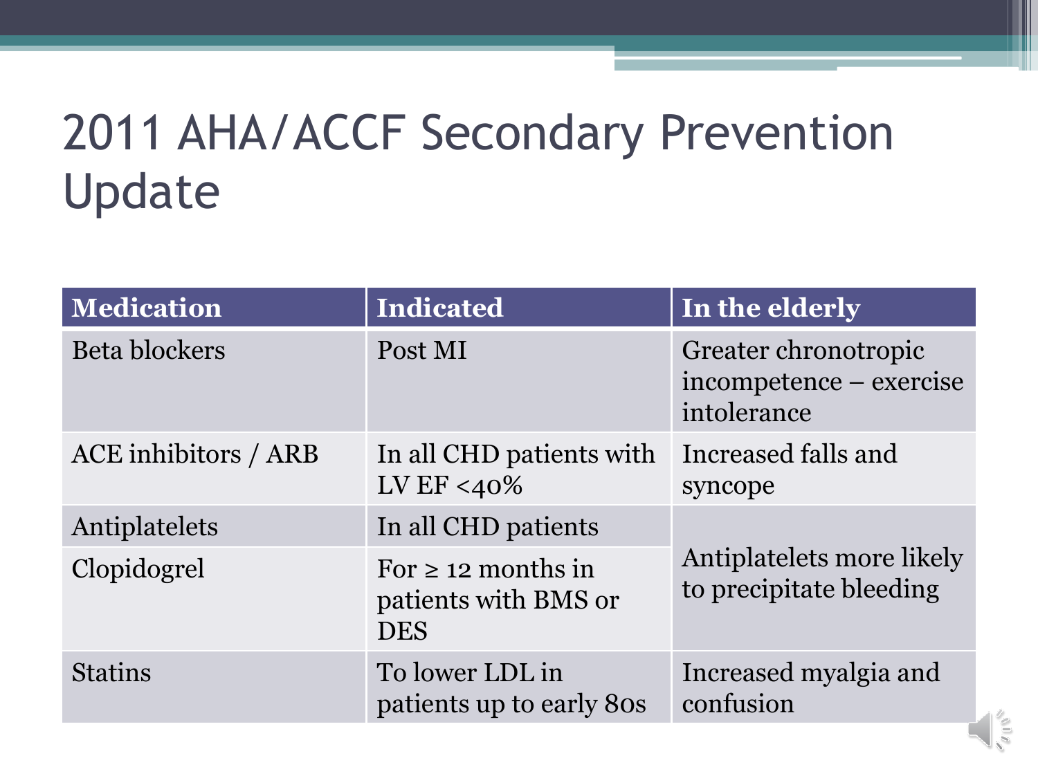# 2011 AHA/ACCF Secondary Prevention Update

| Medication | Indicated | In the elderly |
|---|---|---|
| Beta blockers | Post MI | Greater chronotropic incompetence – exercise intolerance |
| ACE inhibitors / ARB | In all CHD patients with LV EF <40% | Increased falls and syncope |
| Antiplatelets | In all CHD patients | Antiplatelets more likely to precipitate bleeding |
| Clopidogrel | For ≥ 12 months in patients with BMS or DES | |
| Statins | To lower LDL in patients up to early 80s | Increased myalgia and confusion |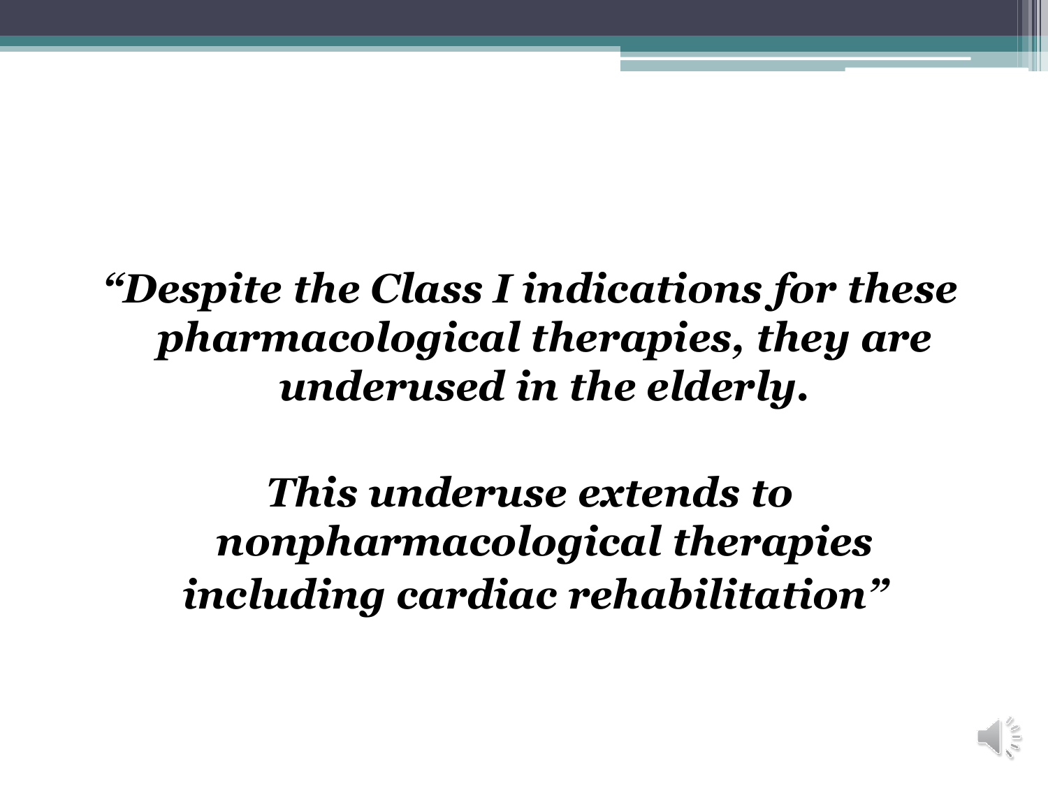***"Despite the Class I indications for these pharmacological therapies, they are underused in the elderly.***

***This underuse extends to nonpharmacological therapies including cardiac rehabilitation"***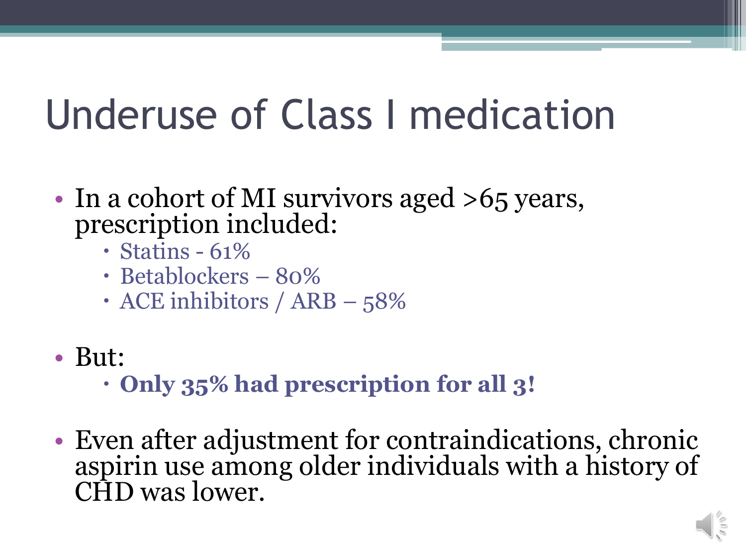# Underuse of Class I medication

- In a cohort of MI survivors aged >65 years, prescription included:
  - Statins - 61%
  - Betablockers – 80%
  - ACE inhibitors / ARB – 58%

- But:
  - **Only 35% had prescription for all 3!**

- Even after adjustment for contraindications, chronic aspirin use among older individuals with a history of CHD was lower.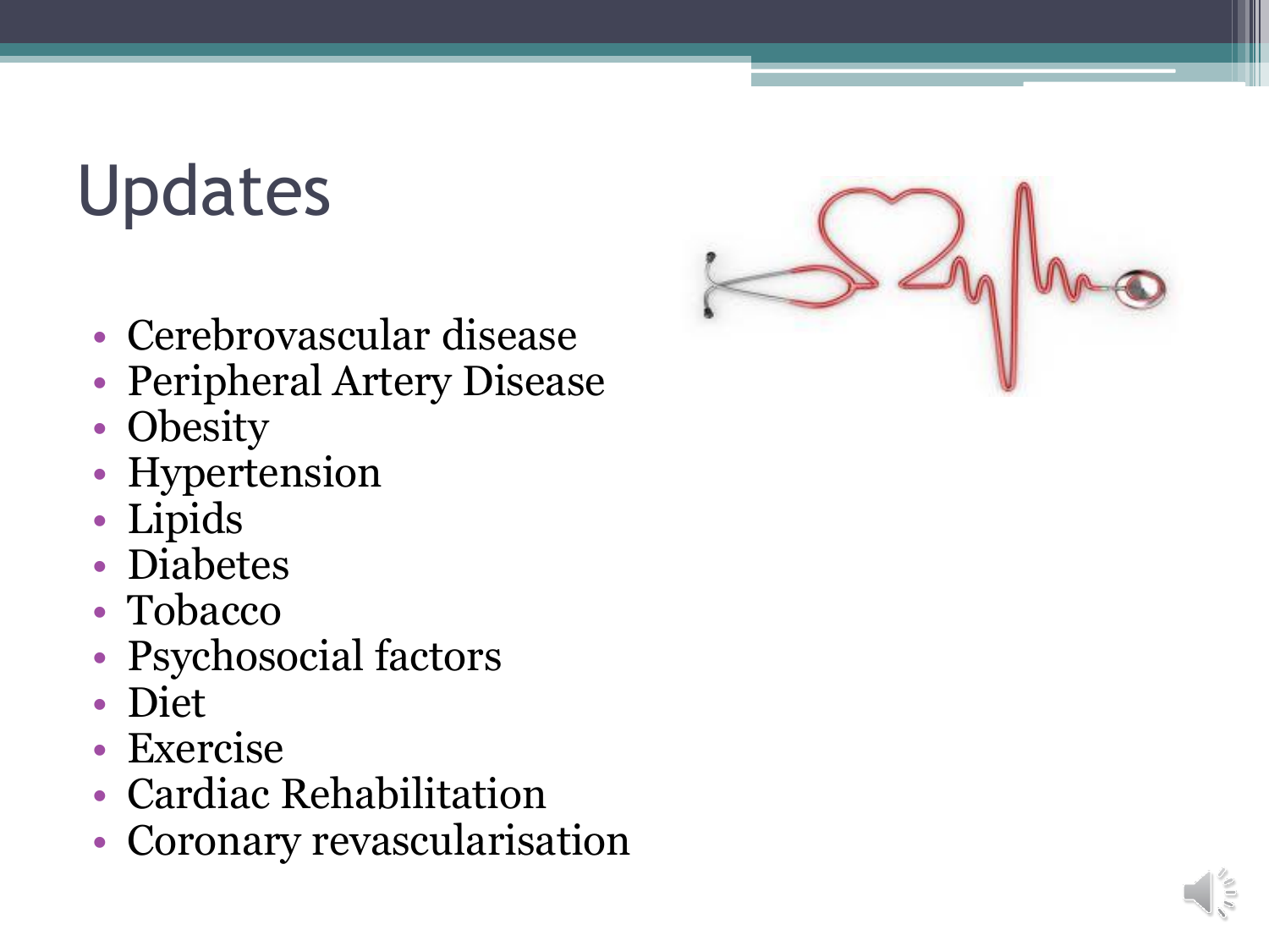# Updates

- Cerebrovascular disease
- Peripheral Artery Disease
- Obesity
- Hypertension
- Lipids
- Diabetes
- Tobacco
- Psychosocial factors
- Diet
- Exercise
- Cardiac Rehabilitation
- Coronary revascularisation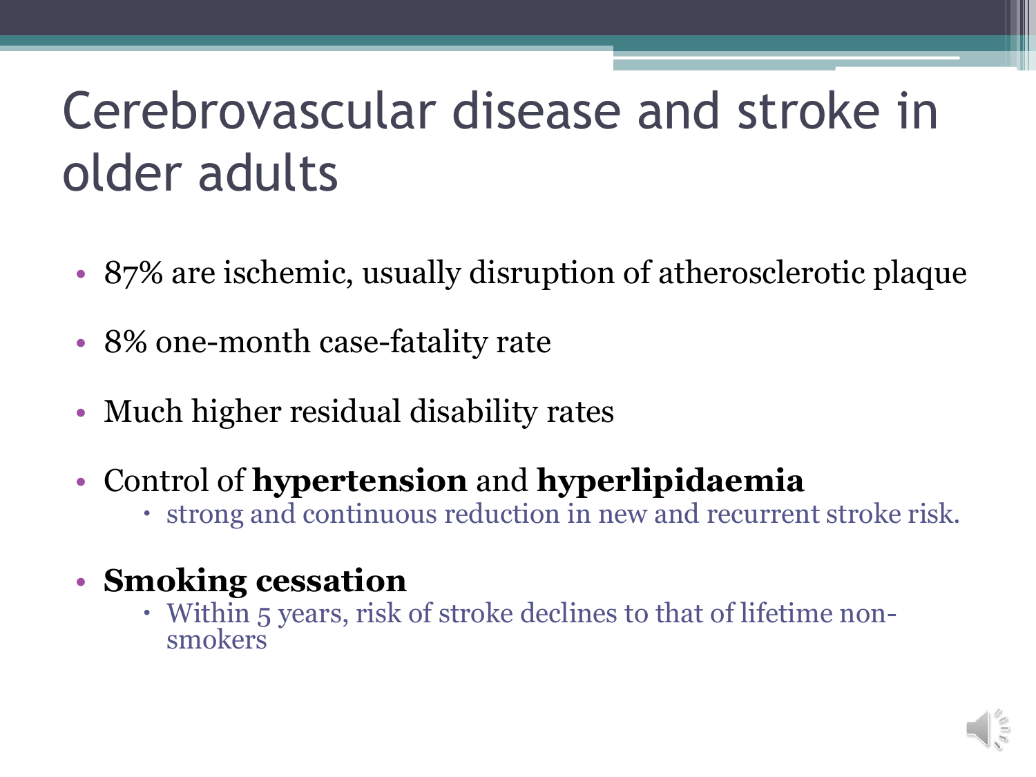# Cerebrovascular disease and stroke in older adults

- 87% are ischemic, usually disruption of atherosclerotic plaque
- 8% one-month case-fatality rate
- Much higher residual disability rates
- Control of **hypertension** and **hyperlipidaemia**
  - strong and continuous reduction in new and recurrent stroke risk.
- **Smoking cessation**
  - Within 5 years, risk of stroke declines to that of lifetime non-smokers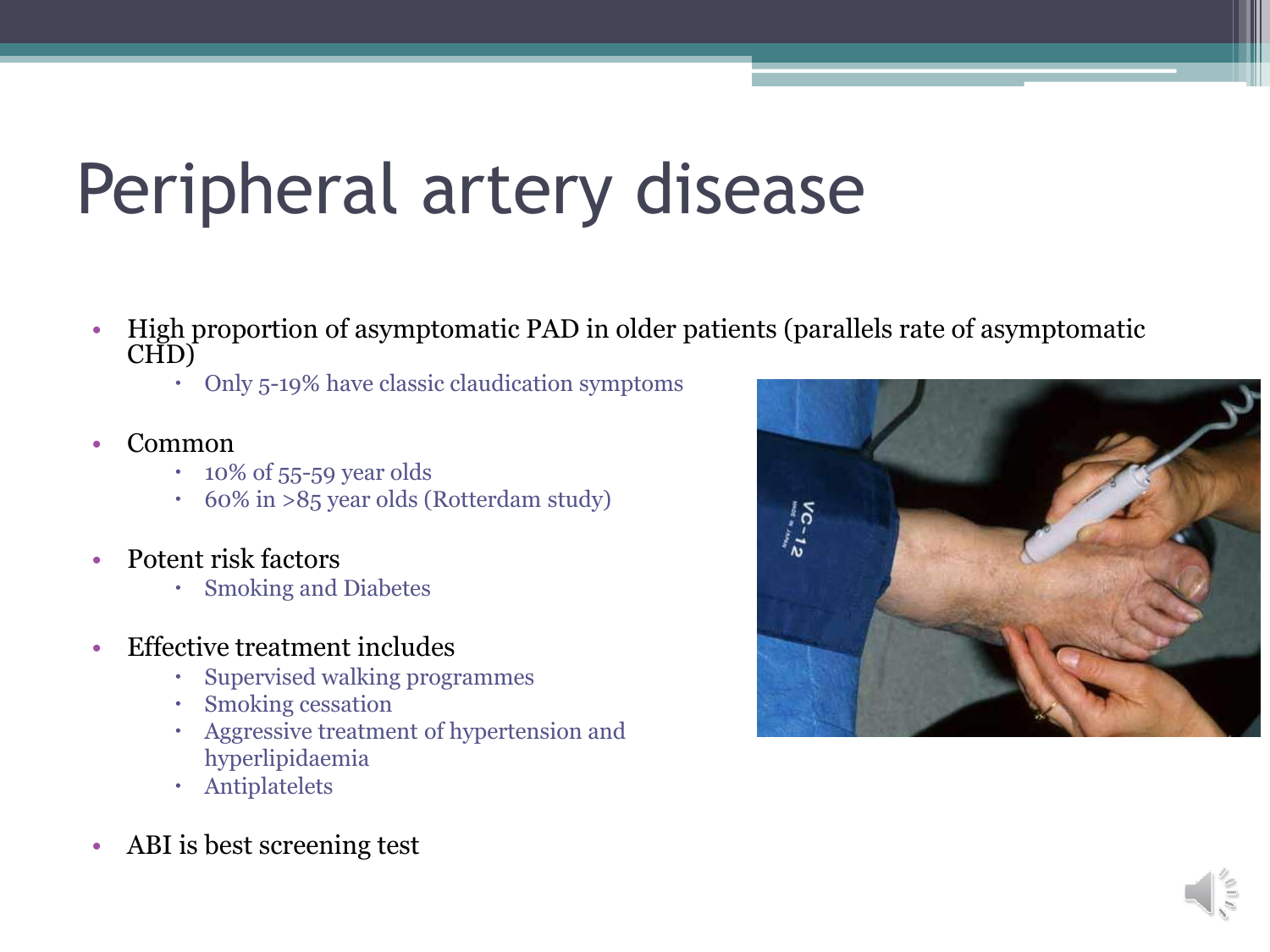# Peripheral artery disease

- High proportion of asymptomatic PAD in older patients (parallels rate of asymptomatic CHD)
  - Only 5-19% have classic claudication symptoms
- Common
  - 10% of 55-59 year olds
  - 60% in >85 year olds (Rotterdam study)
- Potent risk factors
  - Smoking and Diabetes
- Effective treatment includes
  - Supervised walking programmes
  - Smoking cessation
  - Aggressive treatment of hypertension and hyperlipidaemia
  - Antiplatelets
- ABI is best screening test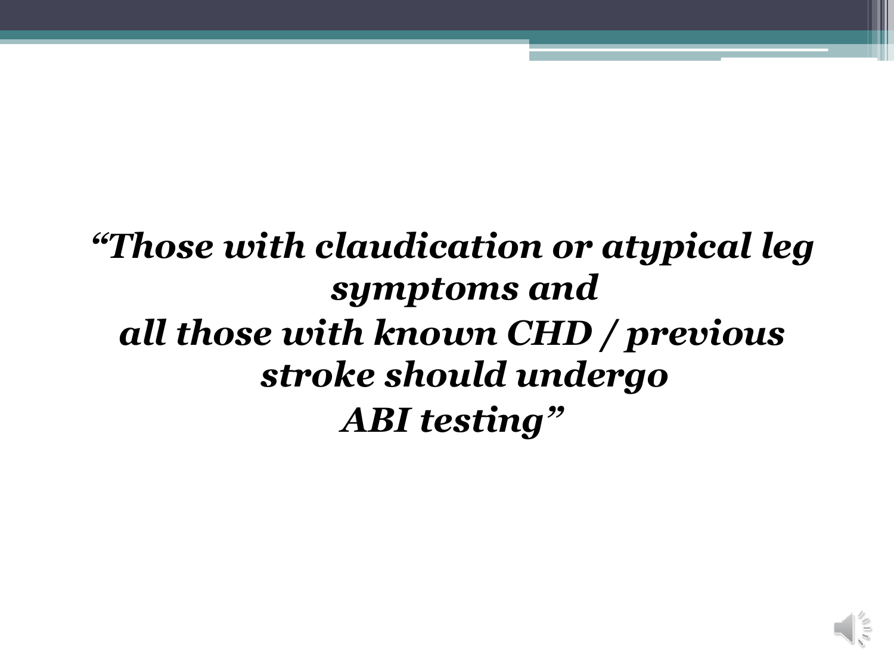***"Those with claudication or atypical leg symptoms and all those with known CHD / previous stroke should undergo ABI testing"***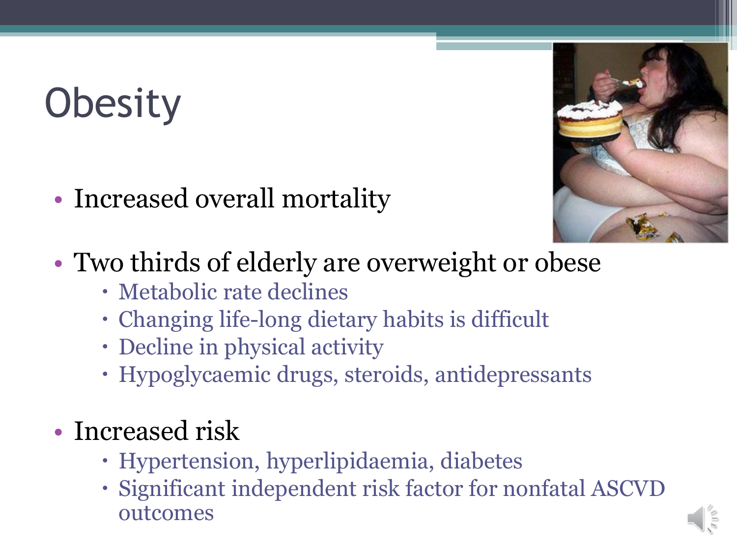# Obesity

- Increased overall mortality
- Two thirds of elderly are overweight or obese
  - Metabolic rate declines
  - Changing life-long dietary habits is difficult
  - Decline in physical activity
  - Hypoglycaemic drugs, steroids, antidepressants
- Increased risk
  - Hypertension, hyperlipidaemia, diabetes
  - Significant independent risk factor for nonfatal ASCVD outcomes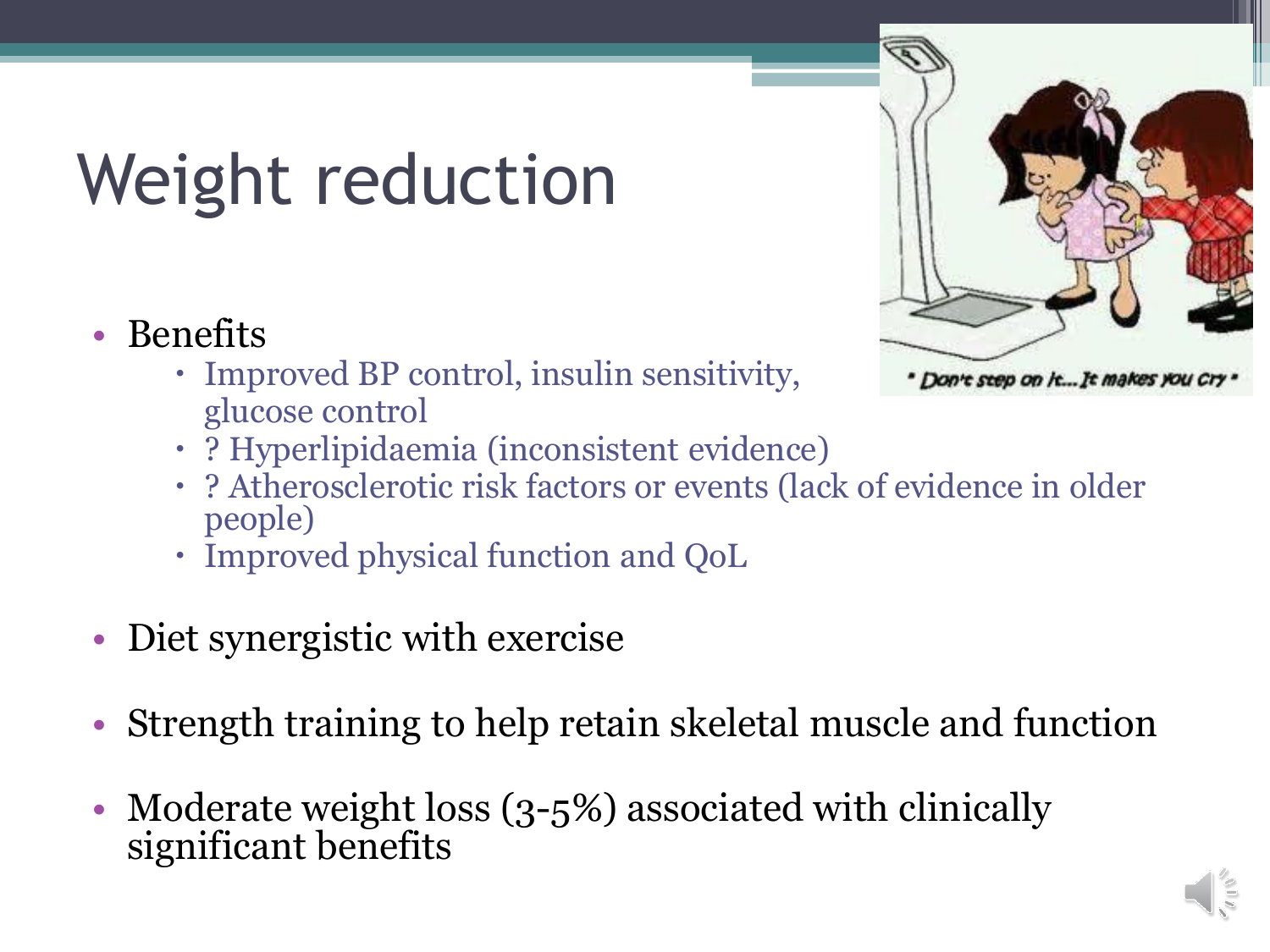# Weight reduction

- Benefits
  - Improved BP control, insulin sensitivity, glucose control
  - ? Hyperlipidaemia (inconsistent evidence)
  - ? Atherosclerotic risk factors or events (lack of evidence in older people)
  - Improved physical function and QoL
- Diet synergistic with exercise
- Strength training to help retain skeletal muscle and function
- Moderate weight loss (3-5%) associated with clinically significant benefits

" Don't step on it... It makes you cry "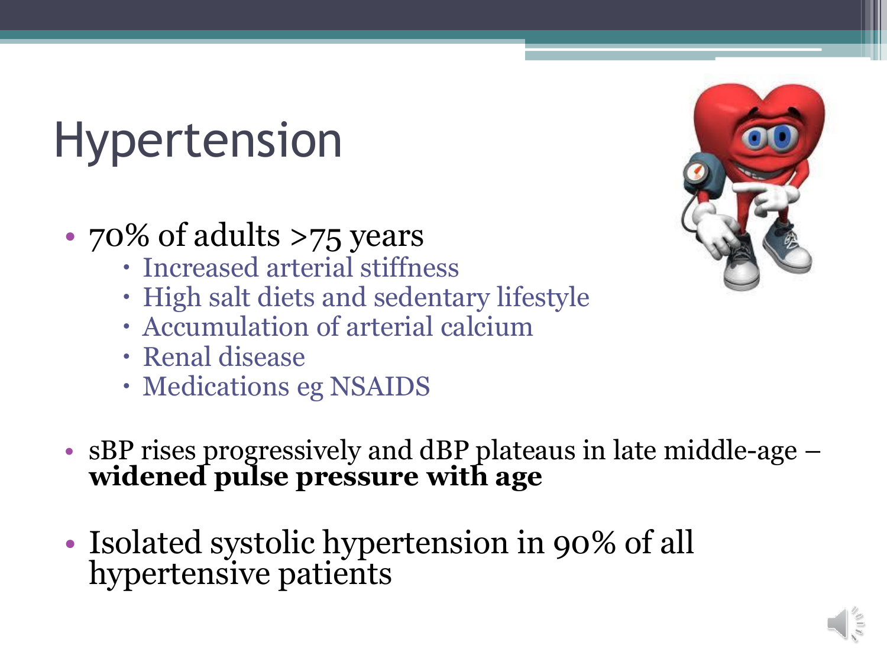# Hypertension

- 70% of adults >75 years
  - Increased arterial stiffness
  - High salt diets and sedentary lifestyle
  - Accumulation of arterial calcium
  - Renal disease
  - Medications eg NSAIDS

- sBP rises progressively and dBP plateaus in late middle-age – **widened pulse pressure with age**

- Isolated systolic hypertension in 90% of all hypertensive patients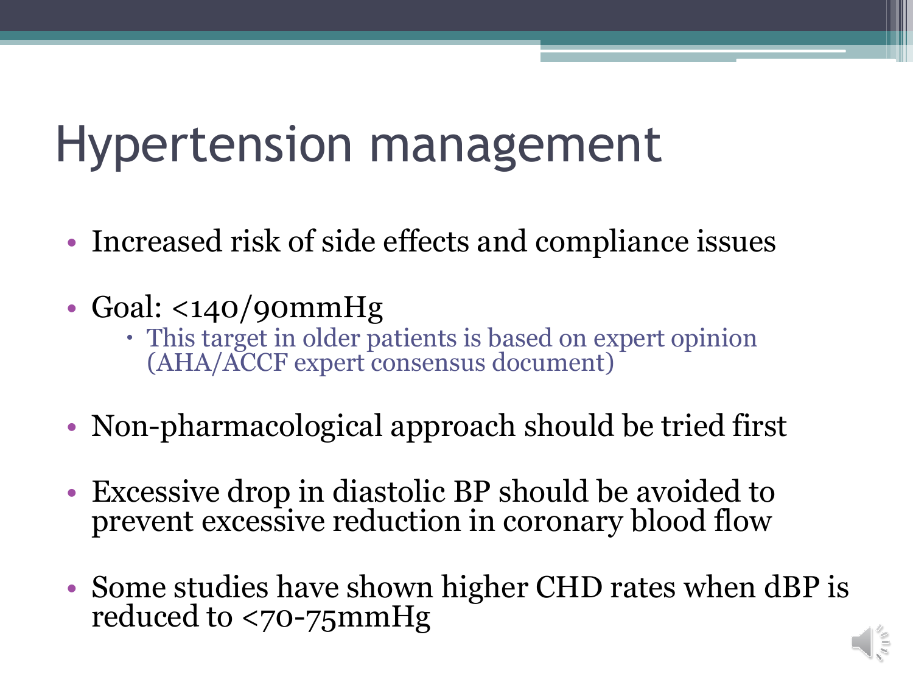# Hypertension management

- Increased risk of side effects and compliance issues
- Goal: <140/90mmHg
  - This target in older patients is based on expert opinion (AHA/ACCF expert consensus document)
- Non-pharmacological approach should be tried first
- Excessive drop in diastolic BP should be avoided to prevent excessive reduction in coronary blood flow
- Some studies have shown higher CHD rates when dBP is reduced to <70-75mmHg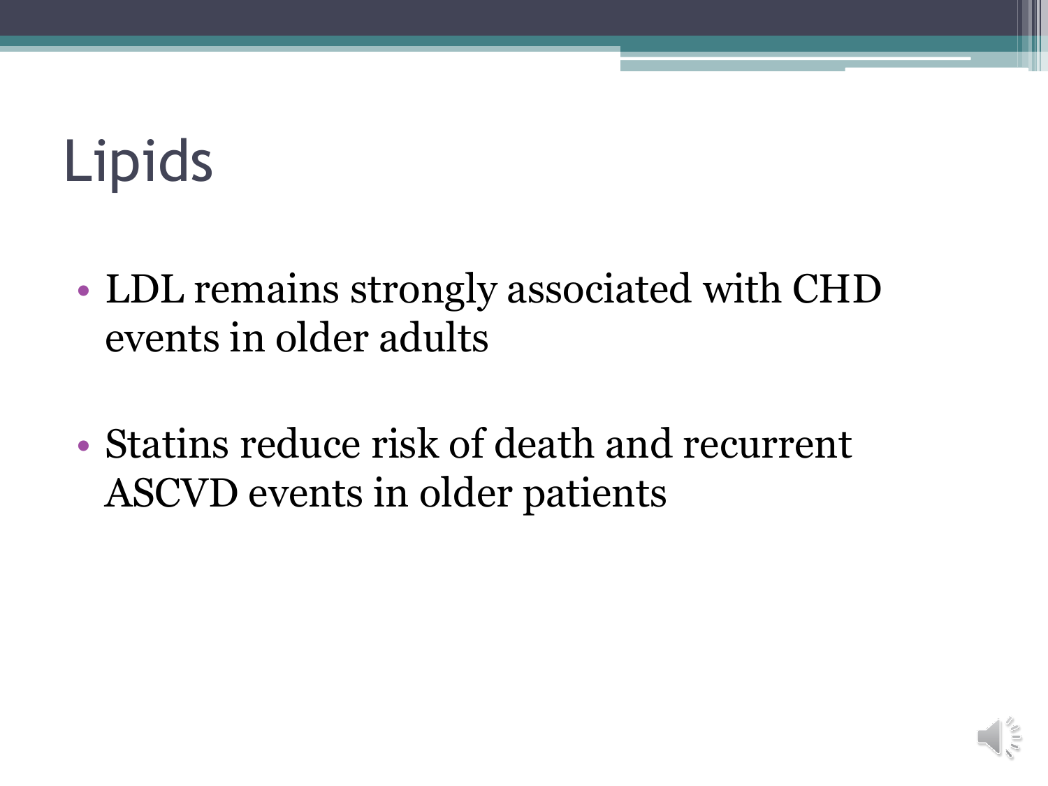# Lipids

- LDL remains strongly associated with CHD events in older adults
- Statins reduce risk of death and recurrent ASCVD events in older patients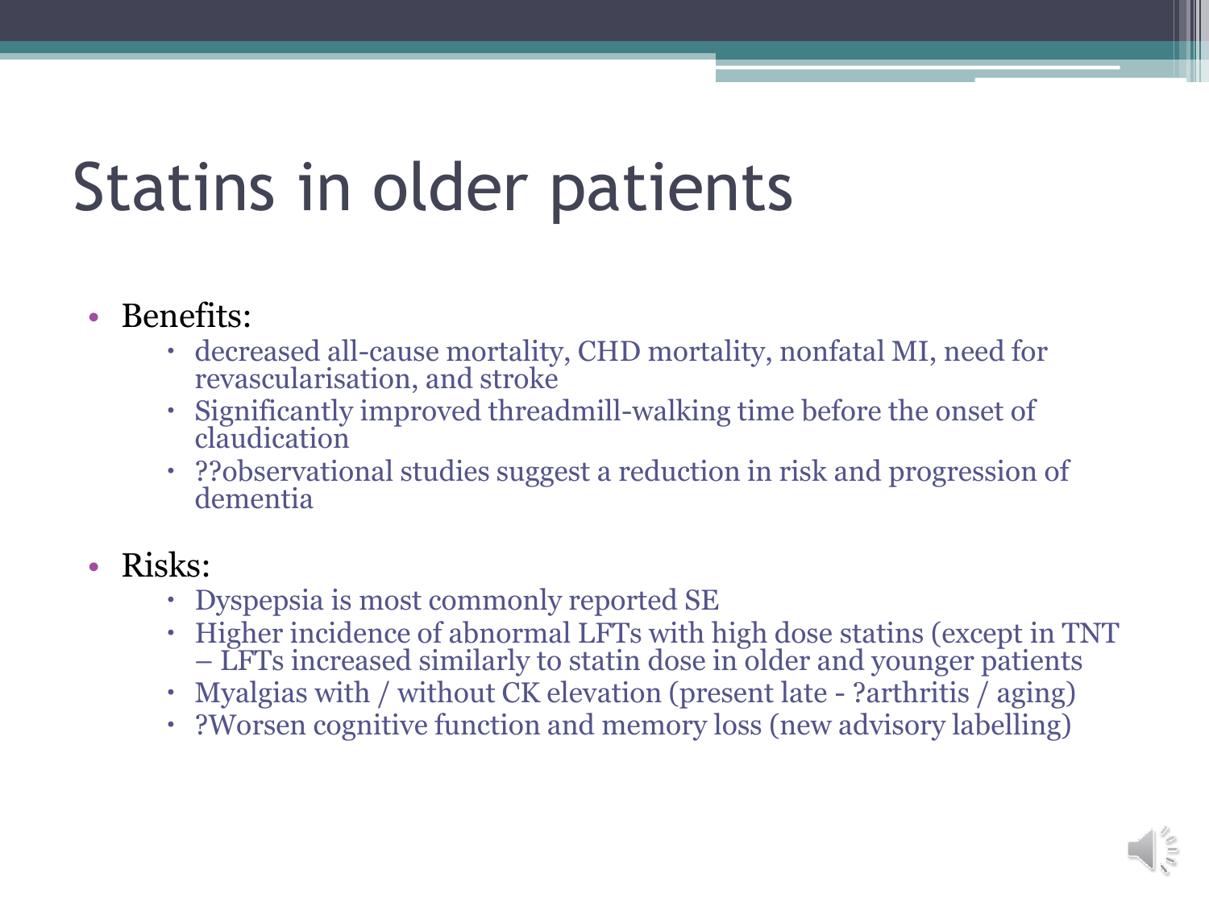# Statins in older patients

- Benefits:
  - decreased all-cause mortality, CHD mortality, nonfatal MI, need for revascularisation, and stroke
  - Significantly improved threadmill-walking time before the onset of claudication
  - ??observational studies suggest a reduction in risk and progression of dementia
- Risks:
  - Dyspepsia is most commonly reported SE
  - Higher incidence of abnormal LFTs with high dose statins (except in TNT – LFTs increased similarly to statin dose in older and younger patients
  - Myalgias with / without CK elevation (present late - ?arthritis / aging)
  - ?Worsen cognitive function and memory loss (new advisory labelling)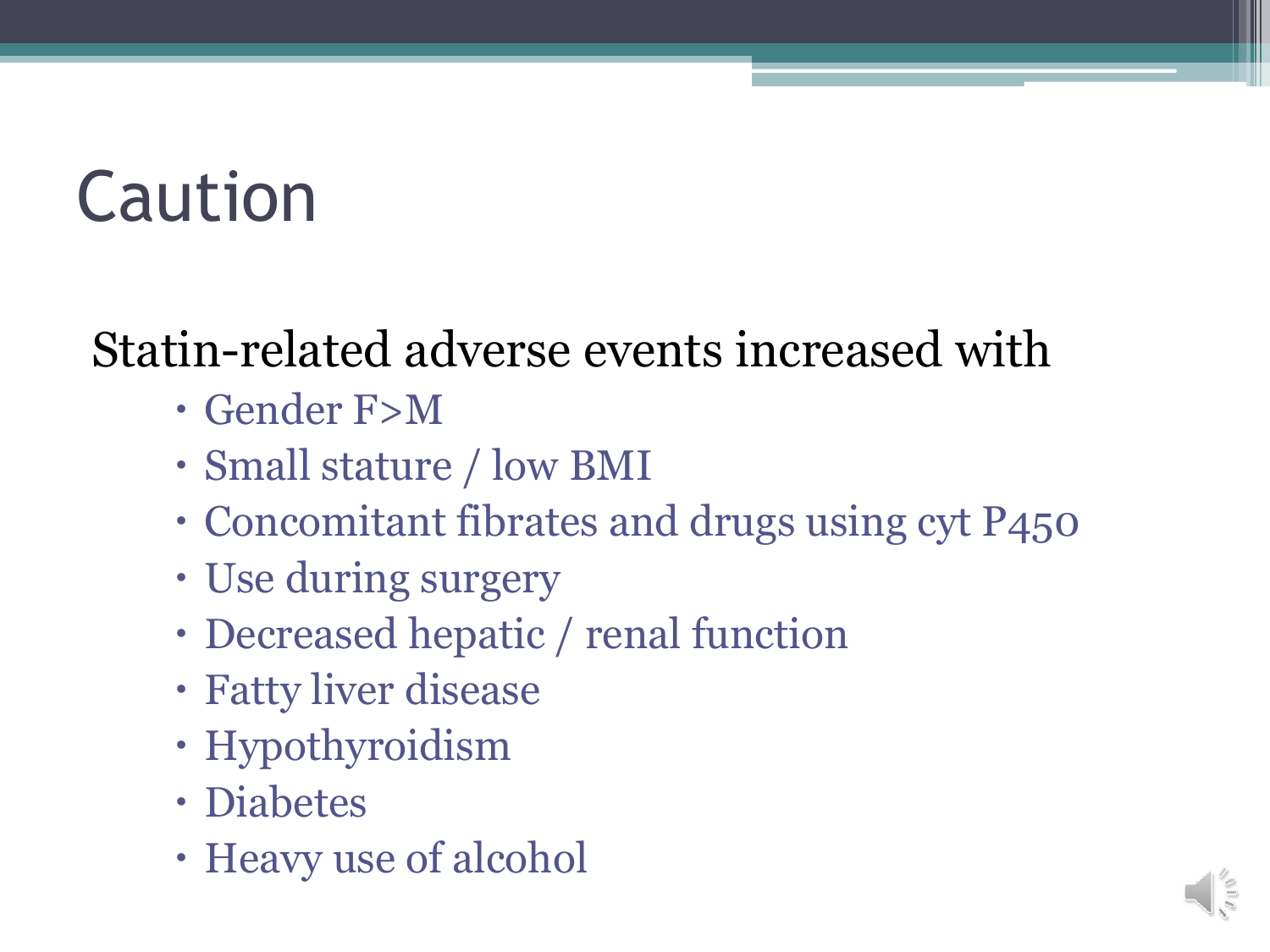# Caution

Statin-related adverse events increased with

- Gender F>M
- Small stature / low BMI
- Concomitant fibrates and drugs using cyt P450
- Use during surgery
- Decreased hepatic / renal function
- Fatty liver disease
- Hypothyroidism
- Diabetes
- Heavy use of alcohol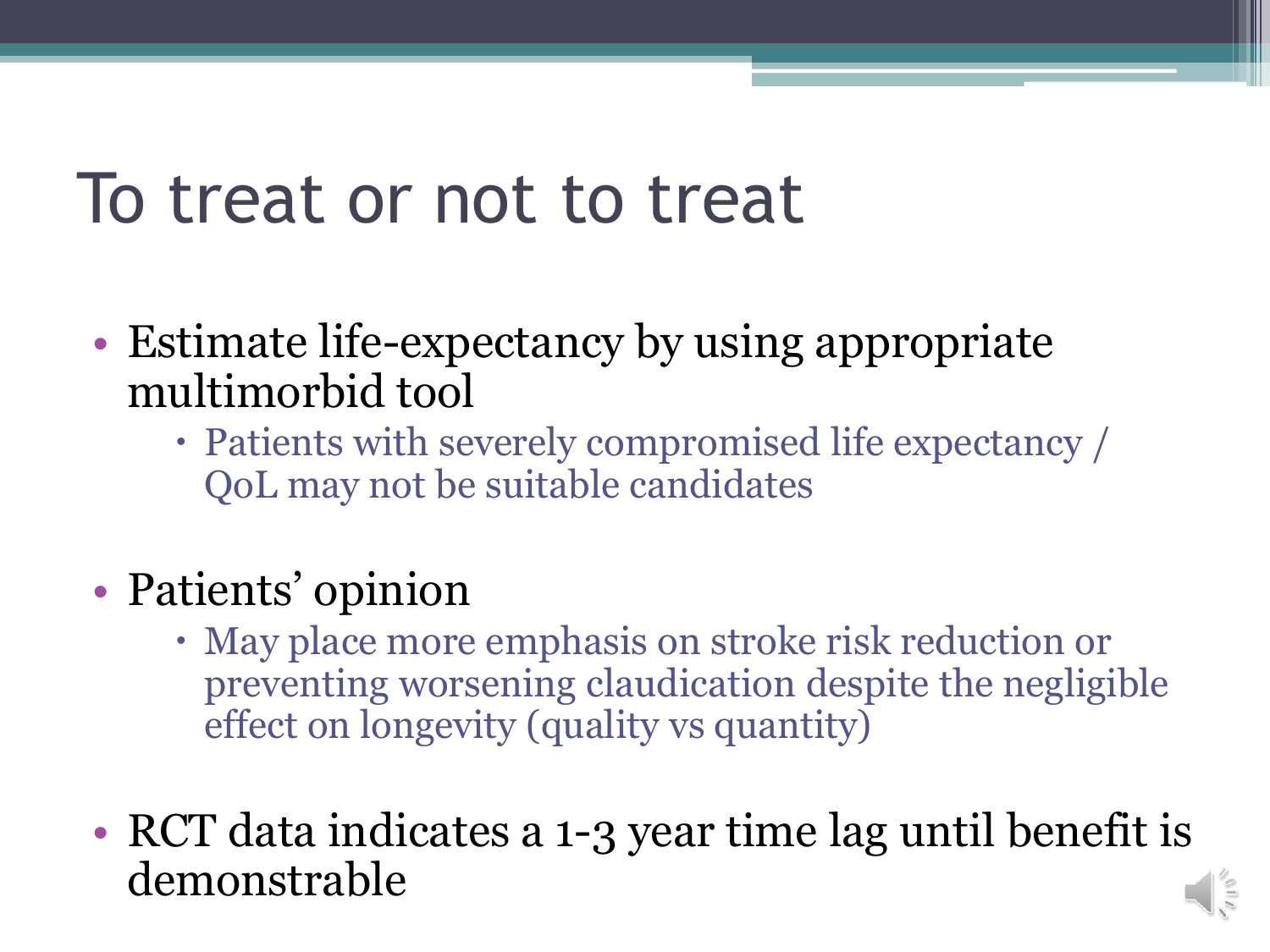# To treat or not to treat

- Estimate life-expectancy by using appropriate multimorbid tool
  - Patients with severely compromised life expectancy / QoL may not be suitable candidates

- Patients' opinion
  - May place more emphasis on stroke risk reduction or preventing worsening claudication despite the negligible effect on longevity (quality vs quantity)

- RCT data indicates a 1-3 year time lag until benefit is demonstrable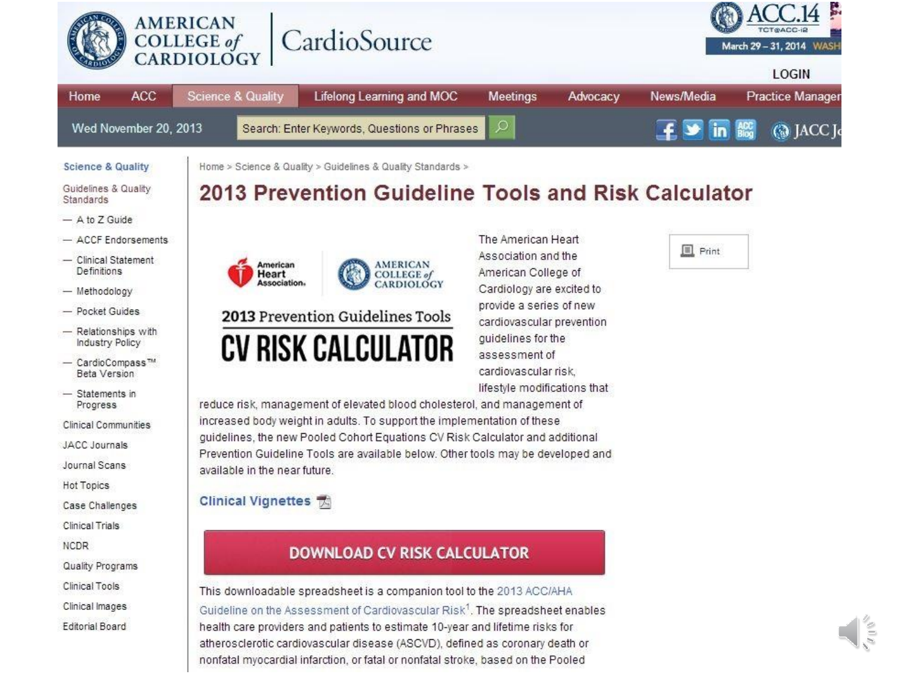AMERICAN COLLEGE of CARDIOLOGY | CardioSource

ACC.14 TCT@ACC-i2 March 29 – 31, 2014 WASH

LOGIN

Home | ACC | Science & Quality | Lifelong Learning and MOC | Meetings | Advocacy | News/Media | Practice Manager

Wed November 20, 2013

Search: Enter Keywords, Questions or Phrases

Science & Quality

- Guidelines & Quality Standards
  - A to Z Guide
  - ACCF Endorsements
  - Clinical Statement Definitions
  - Methodology
  - Pocket Guides
  - Relationships with Industry Policy
  - CardioCompass™ Beta Version
  - Statements in Progress
- Clinical Communities
- JACC Journals
- Journal Scans
- Hot Topics
- Case Challenges
- Clinical Trials
- NCDR
- Quality Programs
- Clinical Tools
- Clinical Images
- Editorial Board

Home > Science & Quality > Guidelines & Quality Standards >

# 2013 Prevention Guideline Tools and Risk Calculator

American Heart Association | AMERICAN COLLEGE of CARDIOLOGY

2013 Prevention Guidelines Tools

CV RISK CALCULATOR

Print

The American Heart Association and the American College of Cardiology are excited to provide a series of new cardiovascular prevention guidelines for the assessment of cardiovascular risk, lifestyle modifications that reduce risk, management of elevated blood cholesterol, and management of increased body weight in adults. To support the implementation of these guidelines, the new Pooled Cohort Equations CV Risk Calculator and additional Prevention Guideline Tools are available below. Other tools may be developed and available in the near future.

**Clinical Vignettes**

DOWNLOAD CV RISK CALCULATOR

This downloadable spreadsheet is a companion tool to the 2013 ACC/AHA Guideline on the Assessment of Cardiovascular Risk[1]. The spreadsheet enables health care providers and patients to estimate 10-year and lifetime risks for atherosclerotic cardiovascular disease (ASCVD), defined as coronary death or nonfatal myocardial infarction, or fatal or nonfatal stroke, based on the Pooled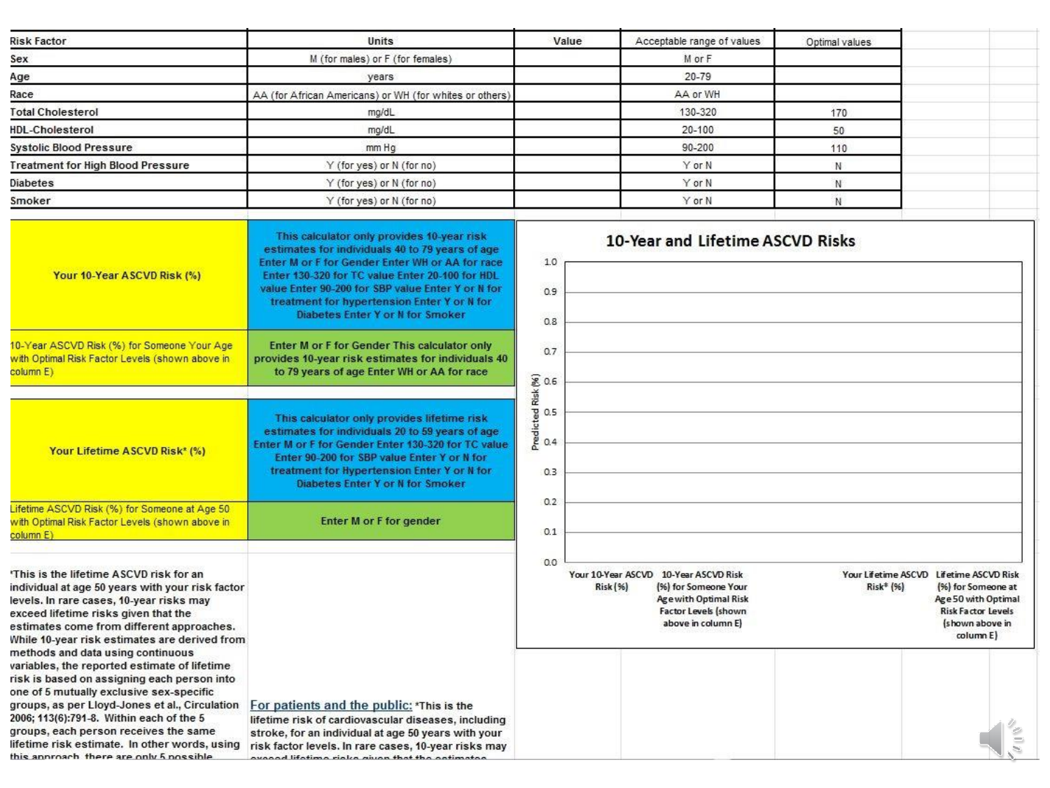| Risk Factor | Units | Value | Acceptable range of values | Optimal values |
|---|---|---|---|---|
| Sex | M (for males) or F (for females) | | M or F | |
| Age | years | | 20-79 | |
| Race | AA (for African Americans) or WH (for whites or others) | | AA or WH | |
| Total Cholesterol | mg/dL | | 130-320 | 170 |
| HDL-Cholesterol | mg/dL | | 20-100 | 50 |
| Systolic Blood Pressure | mm Hg | | 90-200 | 110 |
| Treatment for High Blood Pressure | Y (for yes) or N (for no) | | Y or N | N |
| Diabetes | Y (for yes) or N (for no) | | Y or N | N |
| Smoker | Y (for yes) or N (for no) | | Y or N | N |

| | |
|---|---|
| **Your 10-Year ASCVD Risk (%)** | **This calculator only provides 10-year risk estimates for individuals 40 to 79 years of age Enter M or F for Gender Enter WH or AA for race Enter 130-320 for TC value Enter 20-100 for HDL value Enter 90-200 for SBP value Enter Y or N for treatment for hypertension Enter Y or N for Diabetes Enter Y or N for Smoker** |
| 10-Year ASCVD Risk (%) for Someone Your Age with Optimal Risk Factor Levels (shown above in column E) | **Enter M or F for Gender This calculator only provides 10-year risk estimates for individuals 40 to 79 years of age Enter WH or AA for race** |
| **Your Lifetime ASCVD Risk* (%)** | **This calculator only provides lifetime risk estimates for individuals 20 to 59 years of age Enter M or F for Gender Enter 130-320 for TC value Enter 90-200 for SBP value Enter Y or N for treatment for Hypertension Enter Y or N for Diabetes Enter Y or N for Smoker** |
| Lifetime ASCVD Risk (%) for Someone at Age 50 with Optimal Risk Factor Levels (shown above in column E) | **Enter M or F for gender** |

**10-Year and Lifetime ASCVD Risks**

Predicted Risk (%)

1.0, 0.9, 0.8, 0.7, 0.6, 0.5, 0.4, 0.3, 0.2, 0.1, 0.0

Your 10-Year ASCVD Risk (%) | 10-Year ASCVD Risk (%) for Someone Your Age with Optimal Risk Factor Levels (shown above in column E) | Your Lifetime ASCVD Risk* (%) | Lifetime ASCVD Risk (%) for Someone at Age 50 with Optimal Risk Factor Levels (shown above in column E)

*This is the lifetime ASCVD risk for an individual at age 50 years with your risk factor levels. In rare cases, 10-year risks may exceed lifetime risks given that the estimates come from different approaches. While 10-year risk estimates are derived from methods and data using continuous variables, the reported estimate of lifetime risk is based on assigning each person into one of 5 mutually exclusive sex-specific groups, as per Lloyd-Jones et al., Circulation 2006; 113(6):791-8. Within each of the 5 groups, each person receives the same lifetime risk estimate. In other words, using this approach, there are only 5 possible

For patients and the public: *This is the lifetime risk of cardiovascular diseases, including stroke, for an individual at age 50 years with your risk factor levels. In rare cases, 10-year risks may exceed lifetime risks given that the estimates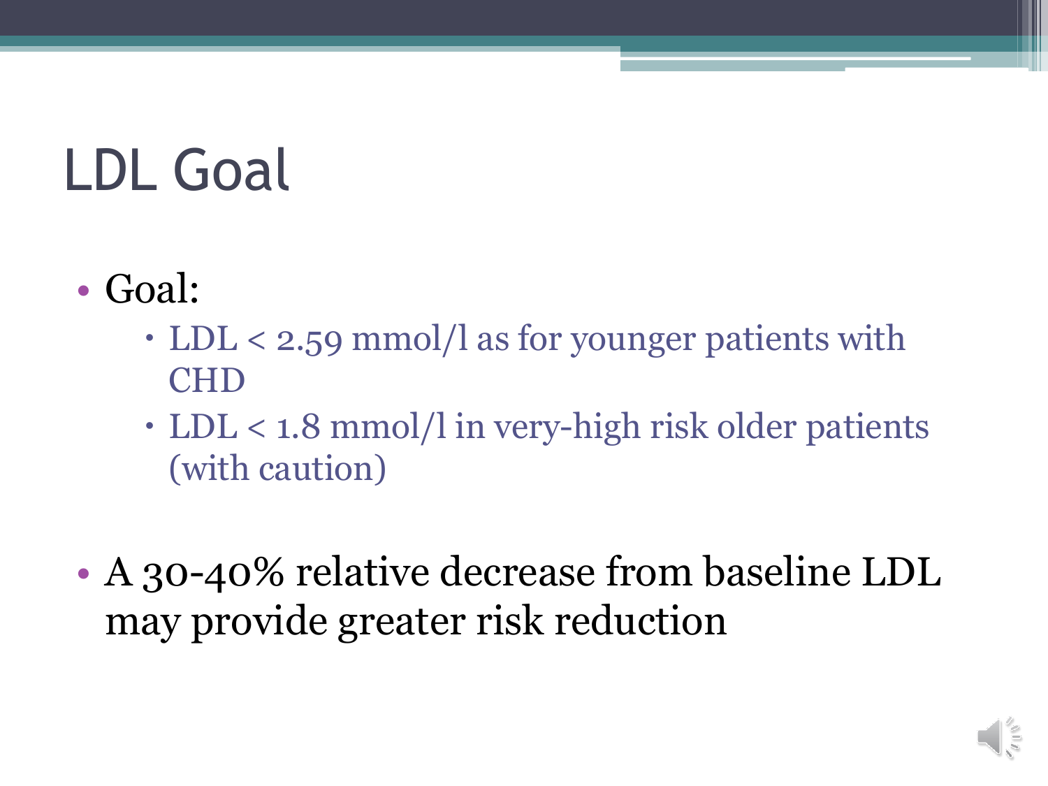# LDL Goal

- Goal:
  - LDL < 2.59 mmol/l as for younger patients with CHD
  - LDL < 1.8 mmol/l in very-high risk older patients (with caution)

- A 30-40% relative decrease from baseline LDL may provide greater risk reduction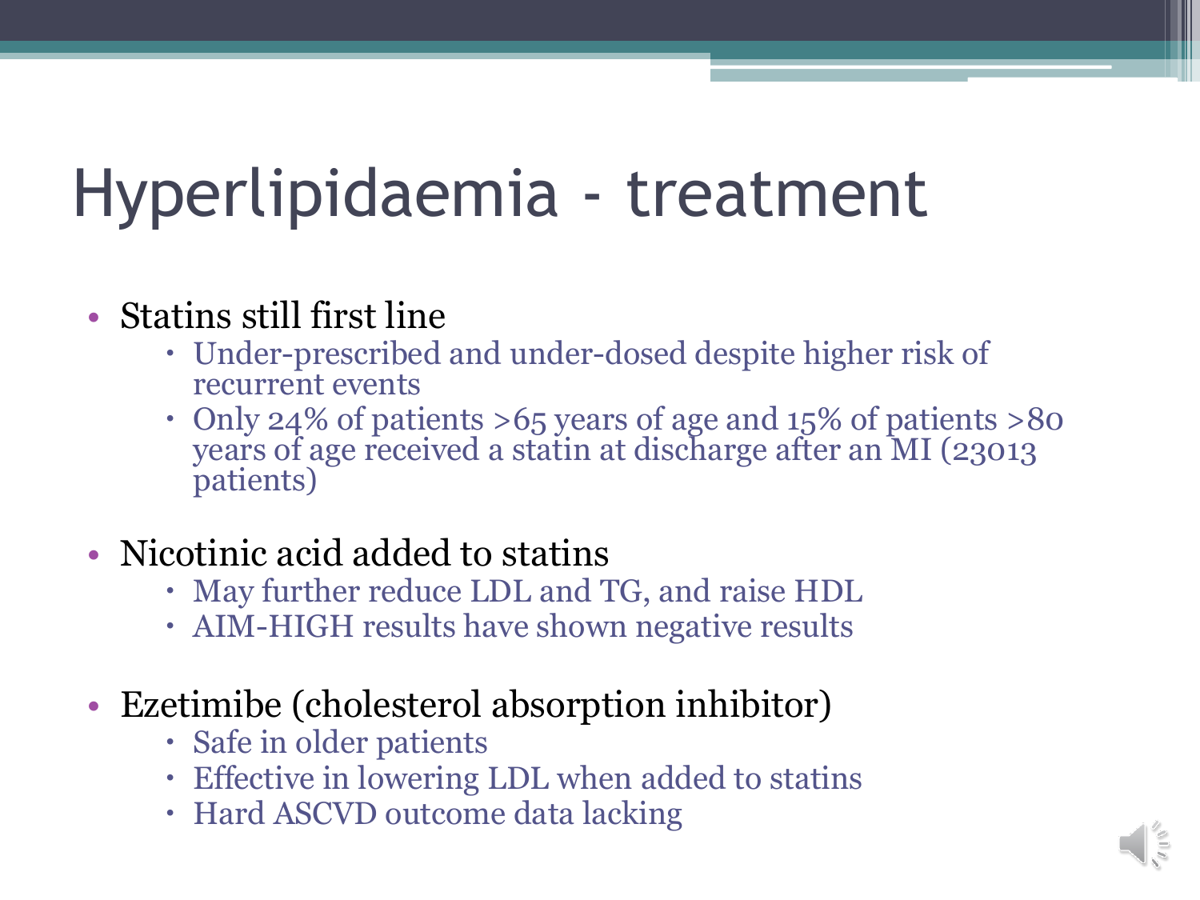# Hyperlipidaemia - treatment

- Statins still first line
  - Under-prescribed and under-dosed despite higher risk of recurrent events
  - Only 24% of patients >65 years of age and 15% of patients >80 years of age received a statin at discharge after an MI (23013 patients)

- Nicotinic acid added to statins
  - May further reduce LDL and TG, and raise HDL
  - AIM-HIGH results have shown negative results

- Ezetimibe (cholesterol absorption inhibitor)
  - Safe in older patients
  - Effective in lowering LDL when added to statins
  - Hard ASCVD outcome data lacking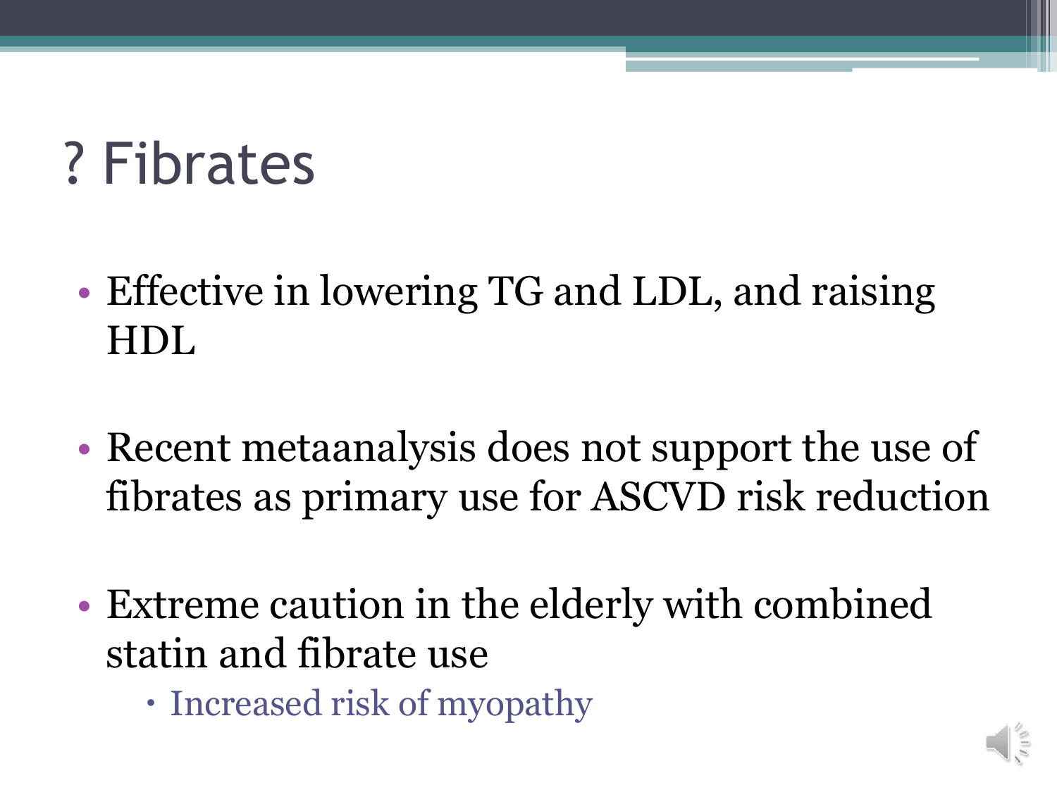# ? Fibrates

- Effective in lowering TG and LDL, and raising HDL
- Recent metaanalysis does not support the use of fibrates as primary use for ASCVD risk reduction
- Extreme caution in the elderly with combined statin and fibrate use
  - Increased risk of myopathy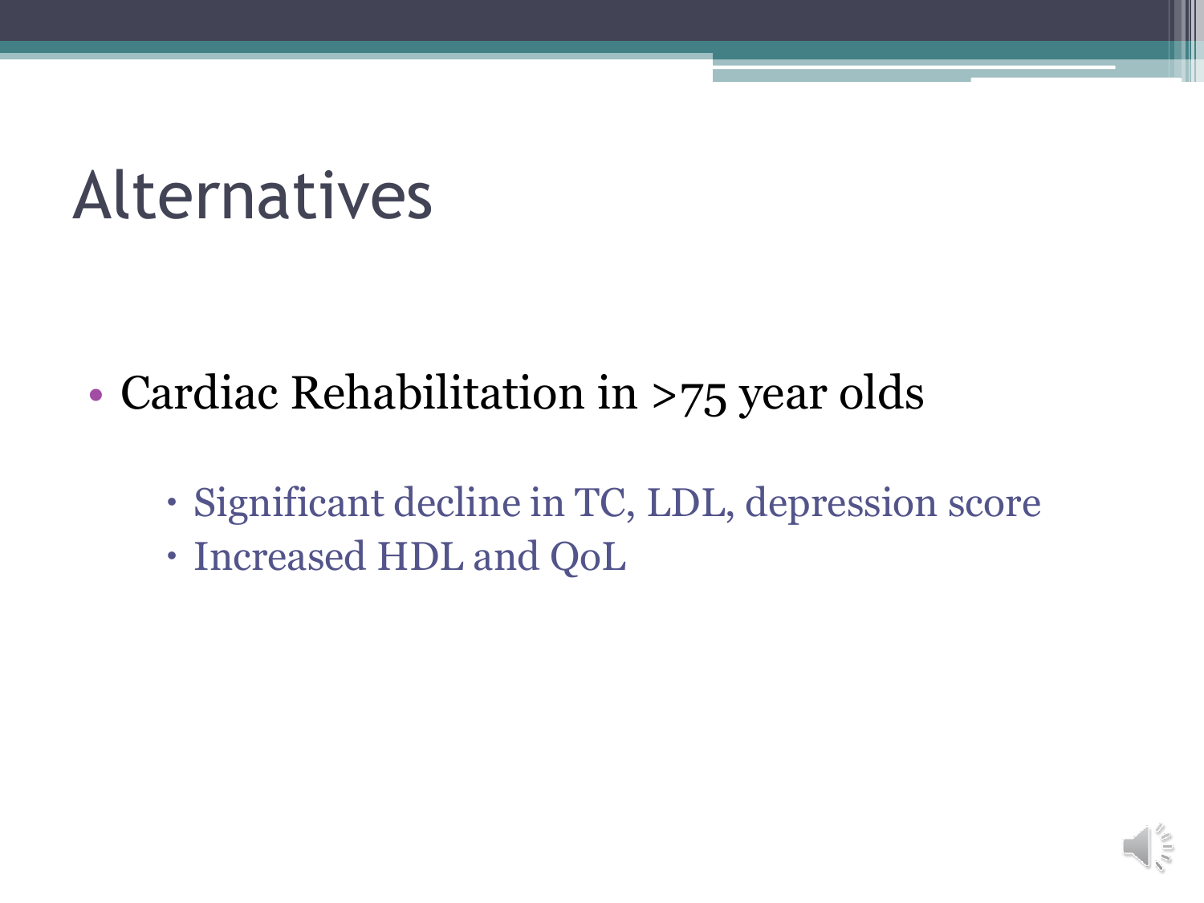# Alternatives

- Cardiac Rehabilitation in >75 year olds
  - Significant decline in TC, LDL, depression score
  - Increased HDL and QoL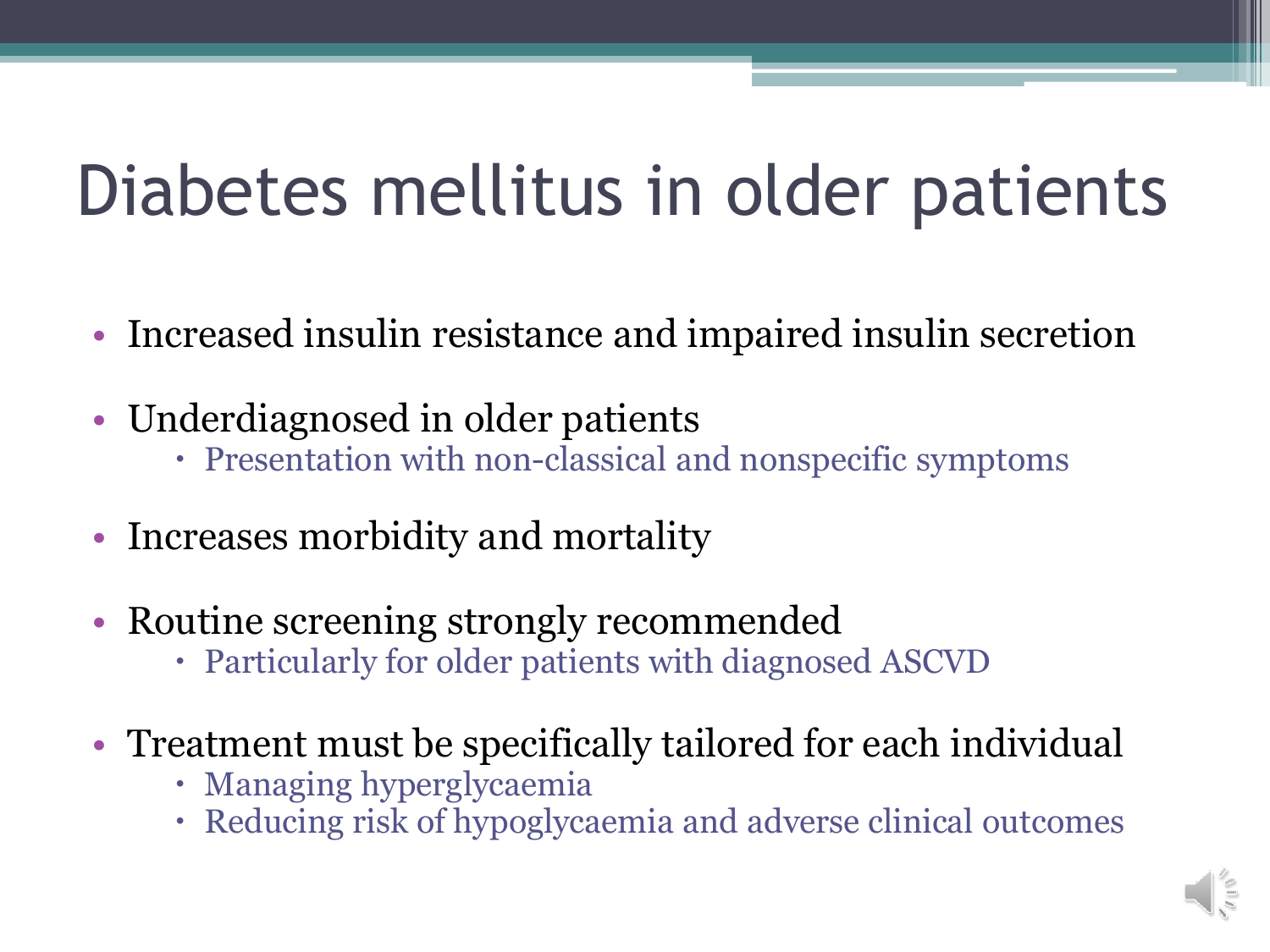# Diabetes mellitus in older patients

- Increased insulin resistance and impaired insulin secretion
- Underdiagnosed in older patients
  - Presentation with non-classical and nonspecific symptoms
- Increases morbidity and mortality
- Routine screening strongly recommended
  - Particularly for older patients with diagnosed ASCVD
- Treatment must be specifically tailored for each individual
  - Managing hyperglycaemia
  - Reducing risk of hypoglycaemia and adverse clinical outcomes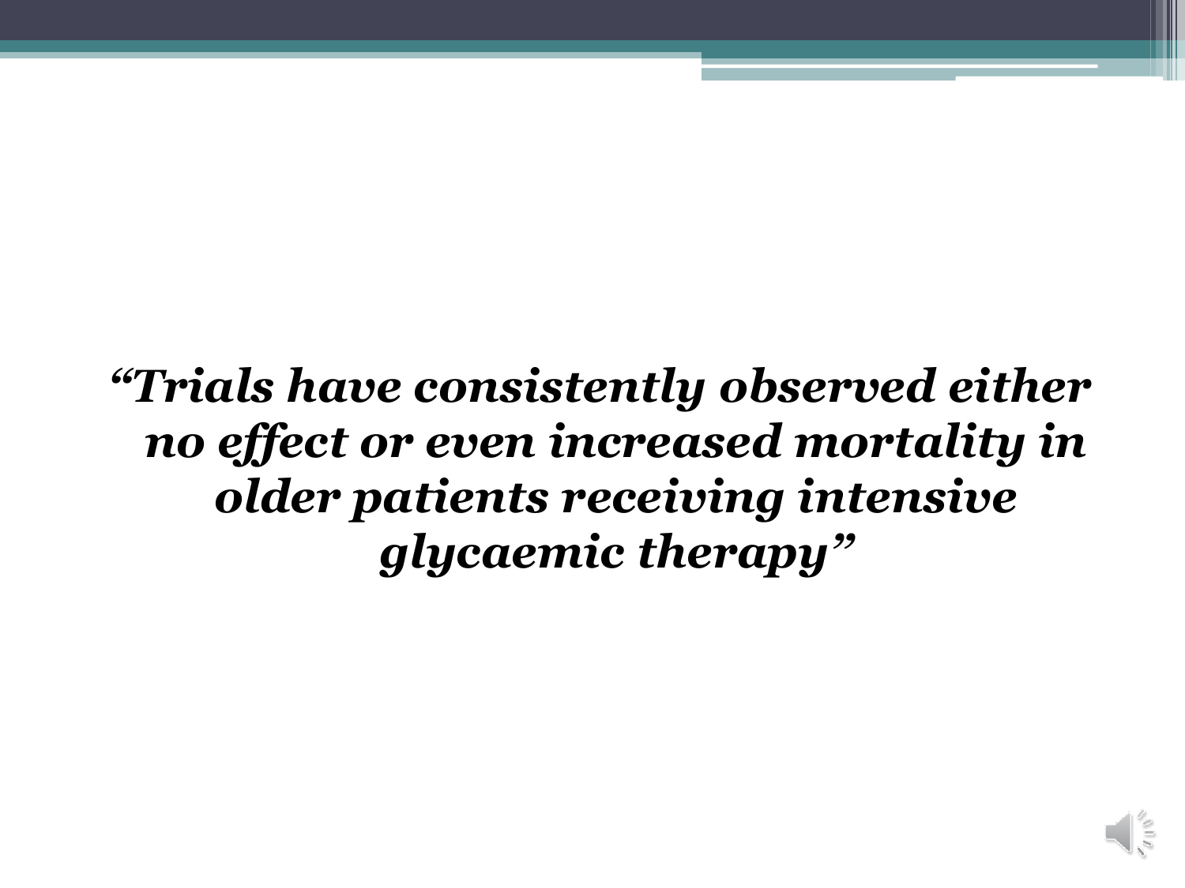***"Trials have consistently observed either no effect or even increased mortality in older patients receiving intensive glycaemic therapy"***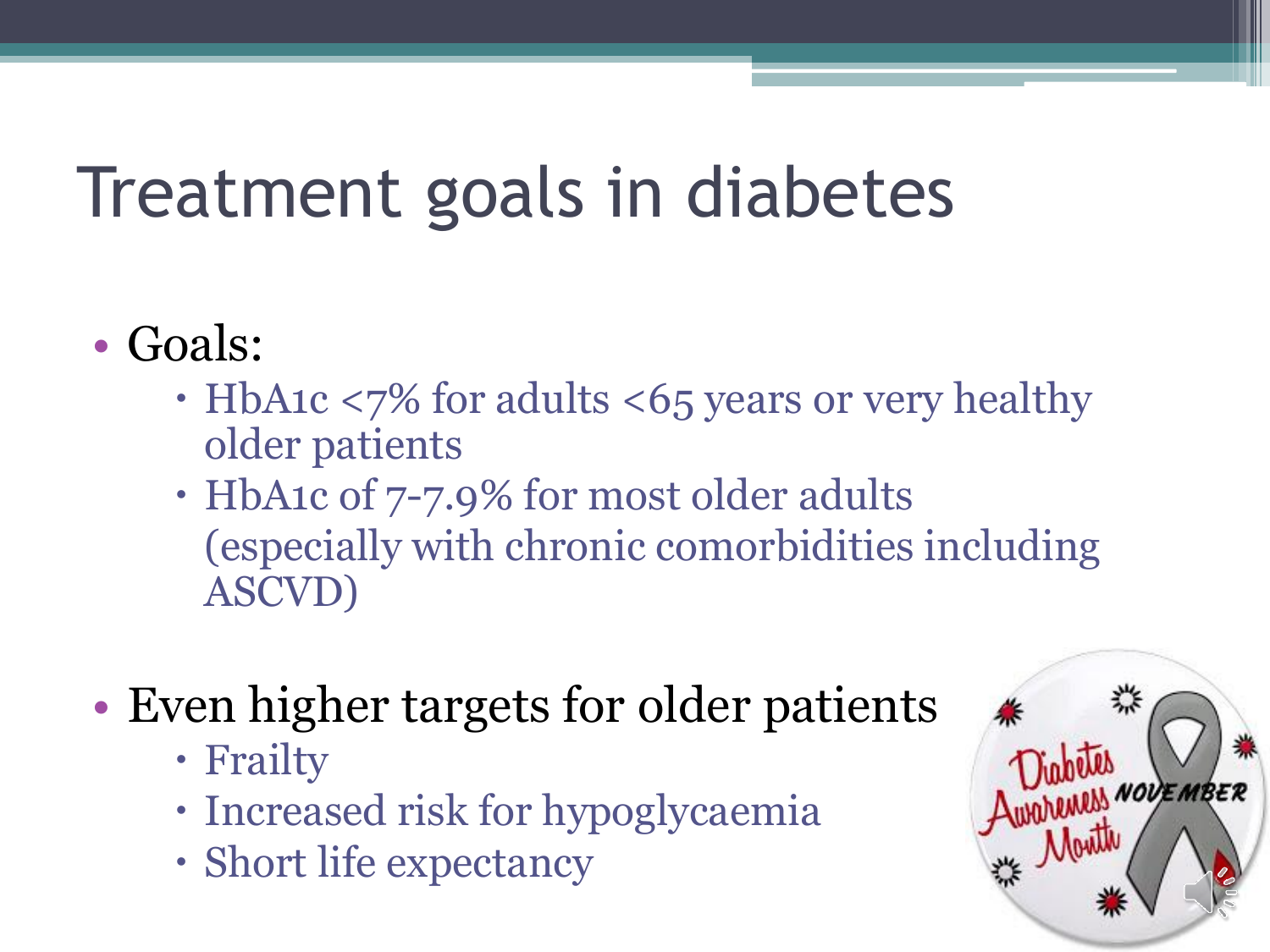# Treatment goals in diabetes

- Goals:
  - HbA1c <7% for adults <65 years or very healthy older patients
  - HbA1c of 7-7.9% for most older adults (especially with chronic comorbidities including ASCVD)

- Even higher targets for older patients
  - Frailty
  - Increased risk for hypoglycaemia
  - Short life expectancy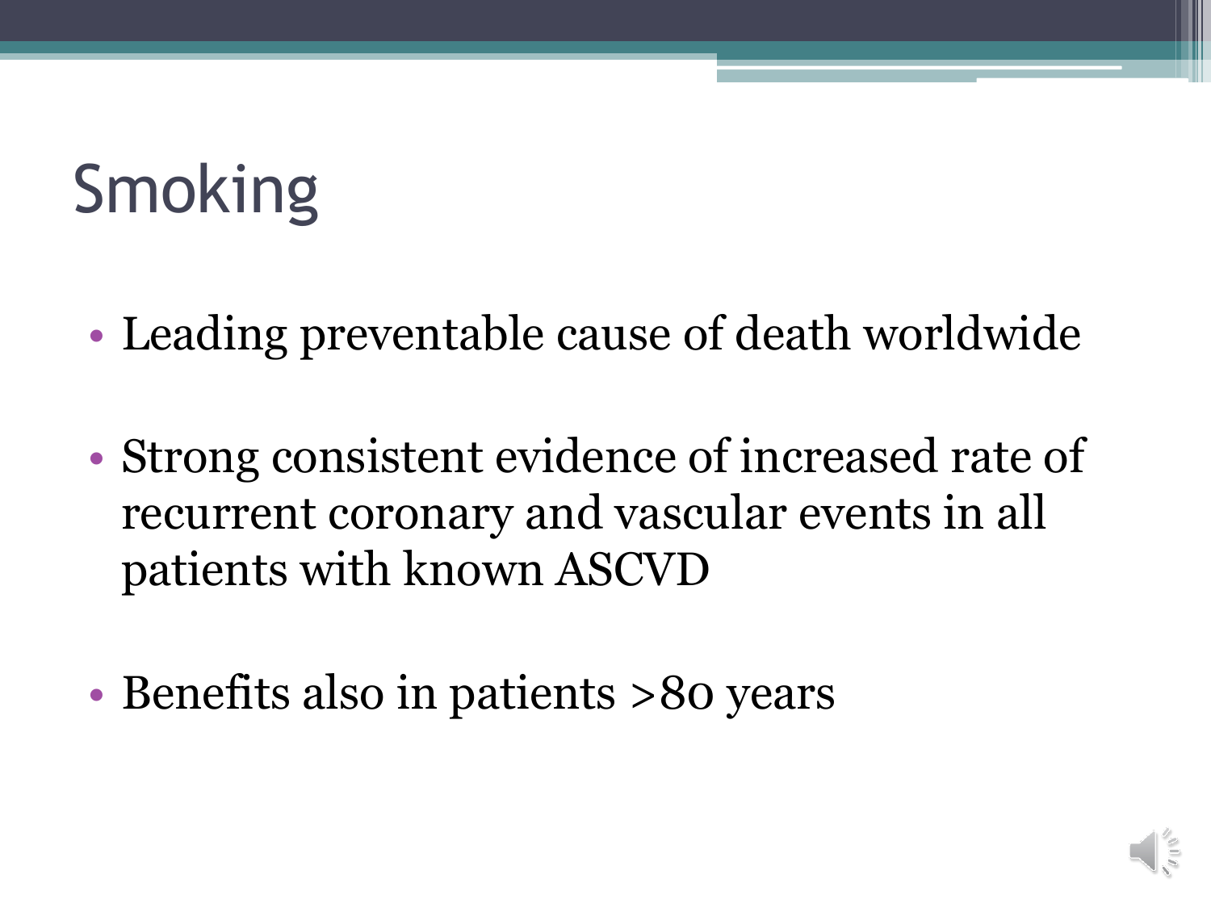# Smoking

- Leading preventable cause of death worldwide
- Strong consistent evidence of increased rate of recurrent coronary and vascular events in all patients with known ASCVD
- Benefits also in patients >80 years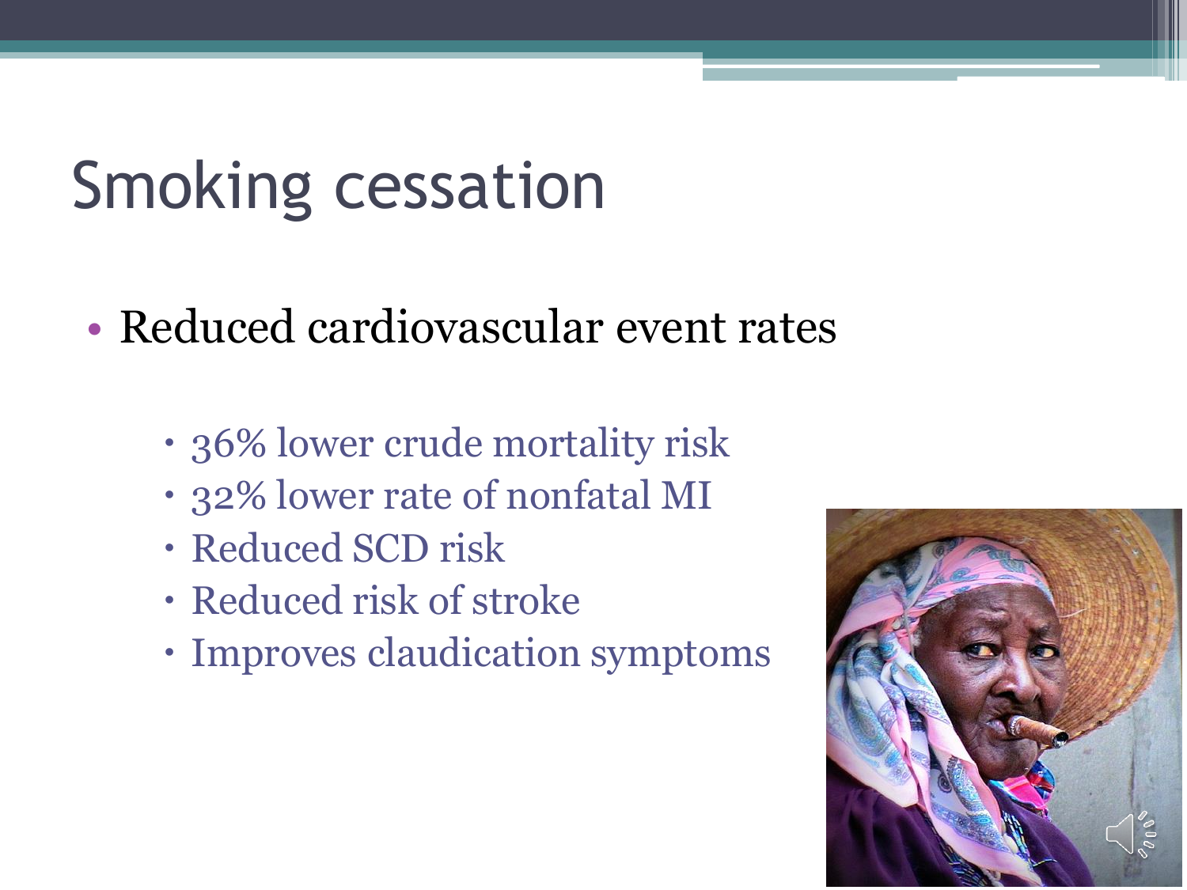# Smoking cessation

- Reduced cardiovascular event rates
  - 36% lower crude mortality risk
  - 32% lower rate of nonfatal MI
  - Reduced SCD risk
  - Reduced risk of stroke
  - Improves claudication symptoms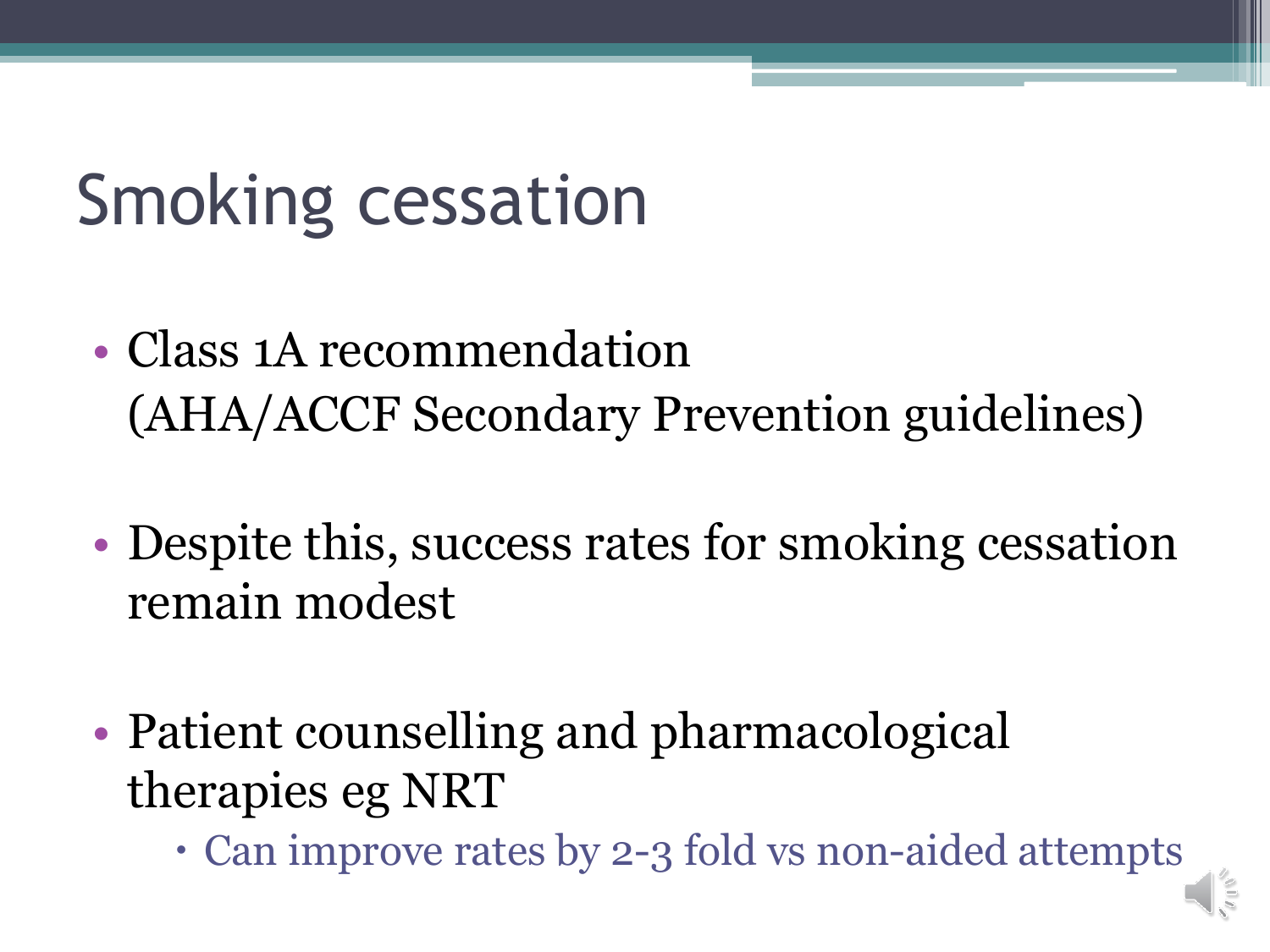# Smoking cessation

- Class 1A recommendation (AHA/ACCF Secondary Prevention guidelines)

- Despite this, success rates for smoking cessation remain modest

- Patient counselling and pharmacological therapies eg NRT
  - Can improve rates by 2-3 fold vs non-aided attempts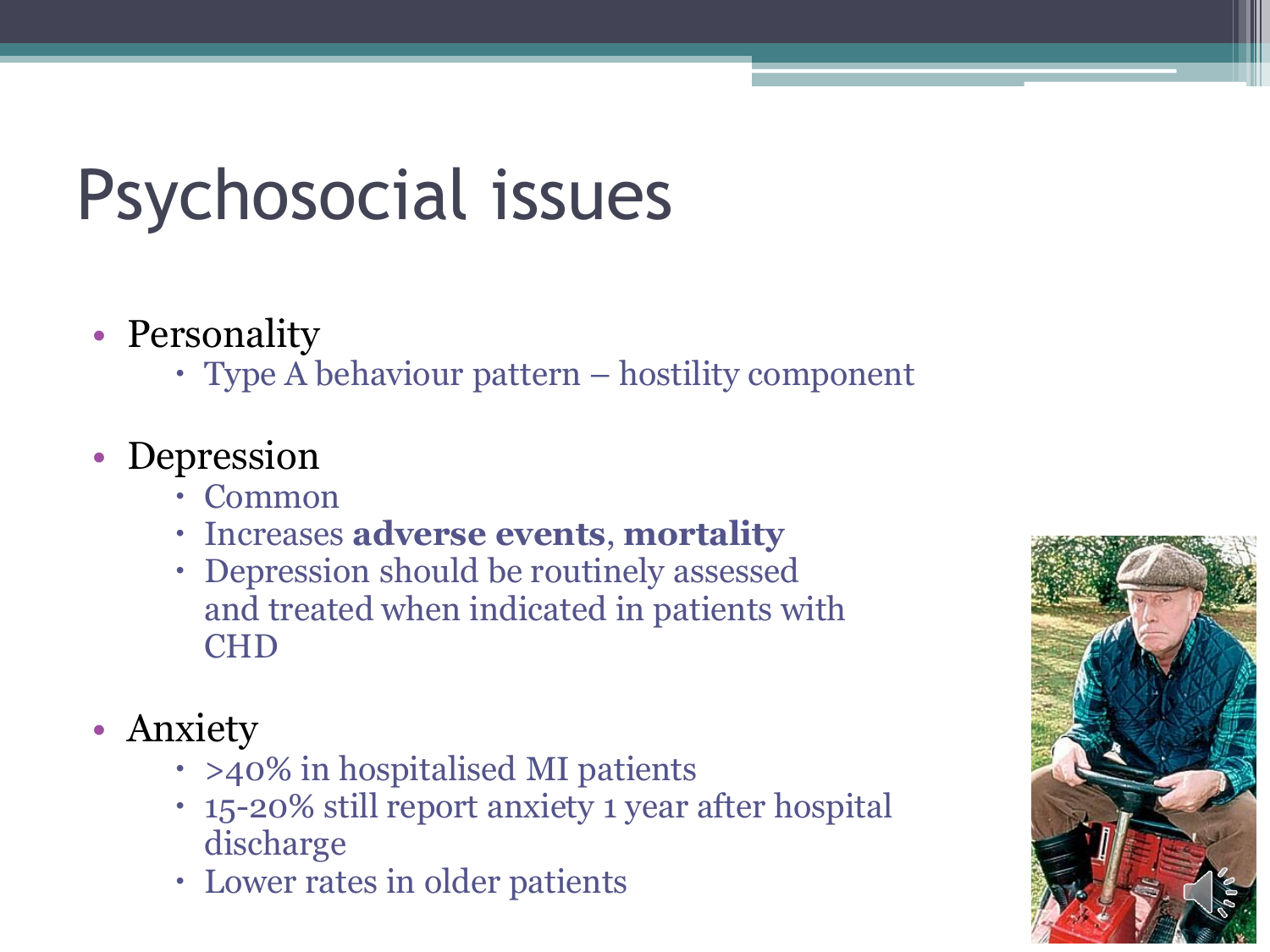# Psychosocial issues

- Personality
  - Type A behaviour pattern – hostility component
- Depression
  - Common
  - Increases **adverse events**, **mortality**
  - Depression should be routinely assessed and treated when indicated in patients with CHD
- Anxiety
  - >40% in hospitalised MI patients
  - 15-20% still report anxiety 1 year after hospital discharge
  - Lower rates in older patients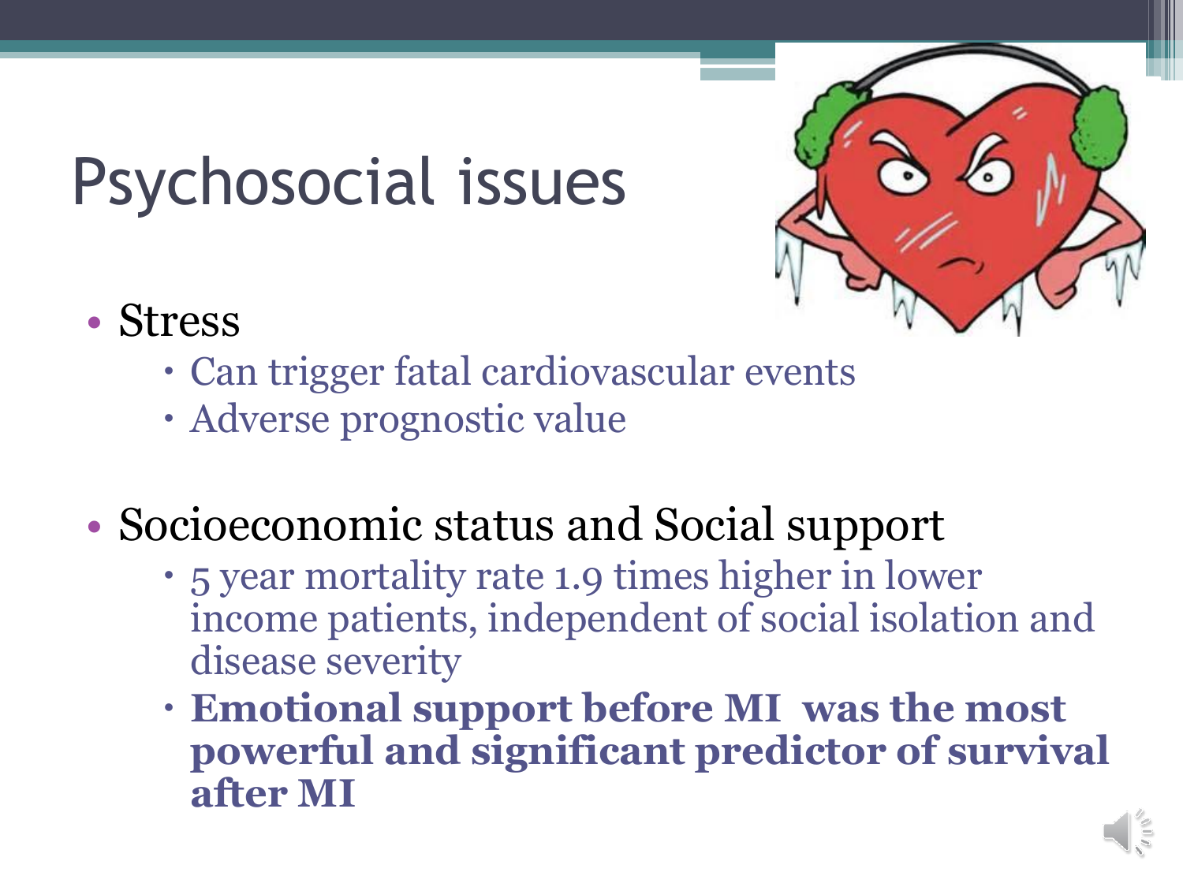# Psychosocial issues

- Stress
  - Can trigger fatal cardiovascular events
  - Adverse prognostic value

- Socioeconomic status and Social support
  - 5 year mortality rate 1.9 times higher in lower income patients, independent of social isolation and disease severity
  - **Emotional support before MI was the most powerful and significant predictor of survival after MI**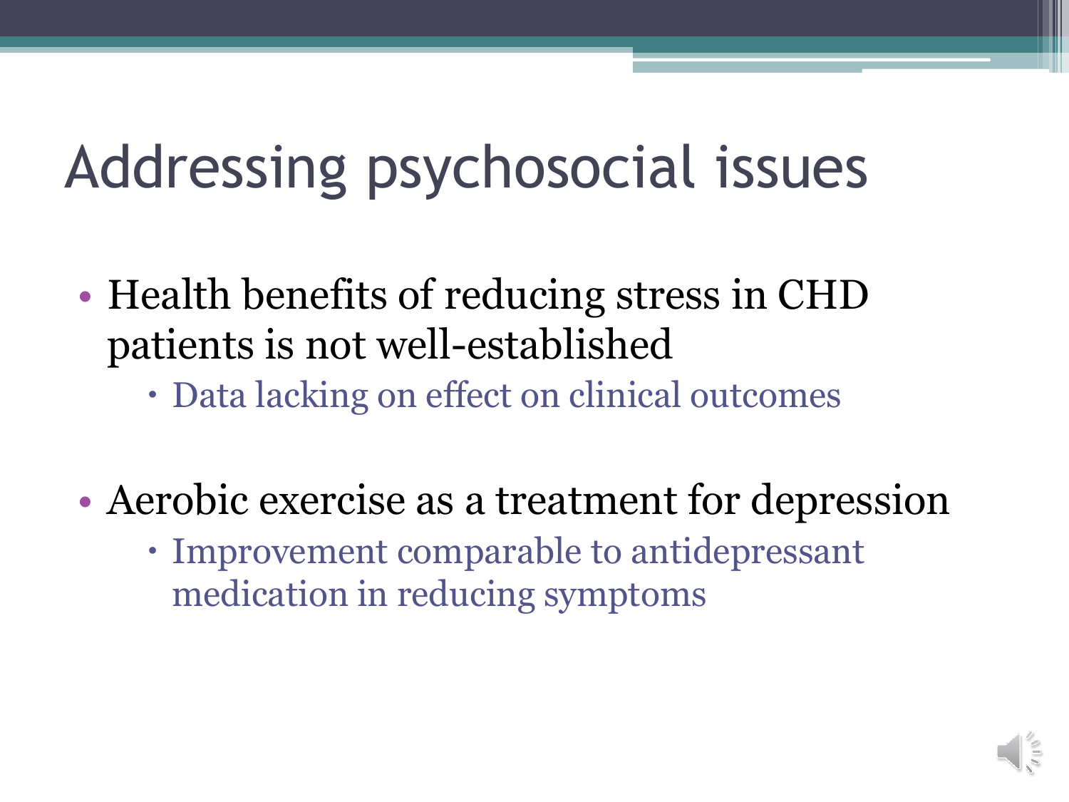# Addressing psychosocial issues

- Health benefits of reducing stress in CHD patients is not well-established
  - Data lacking on effect on clinical outcomes
- Aerobic exercise as a treatment for depression
  - Improvement comparable to antidepressant medication in reducing symptoms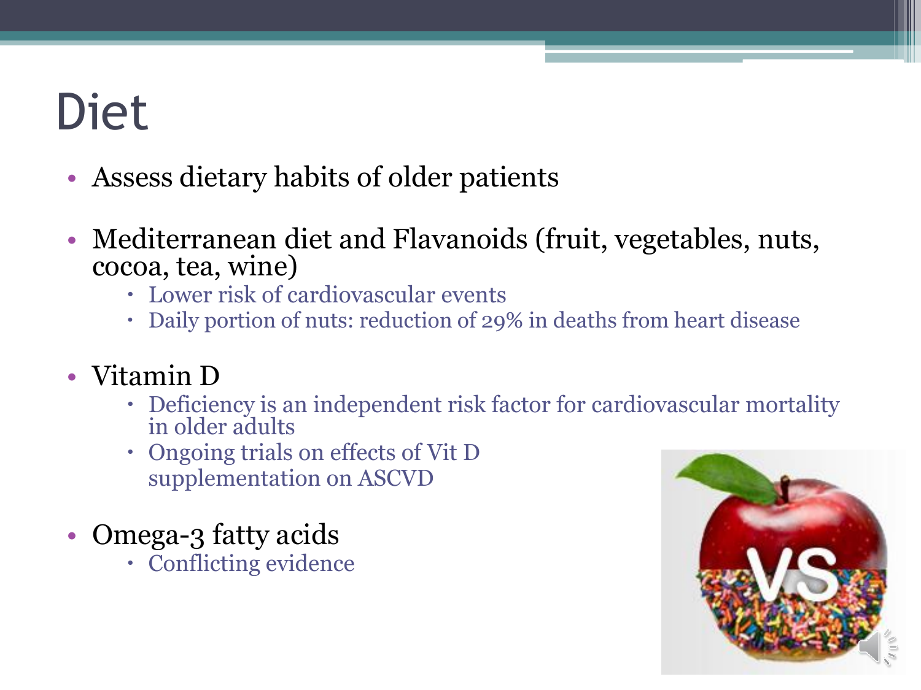# Diet

- Assess dietary habits of older patients
- Mediterranean diet and Flavanoids (fruit, vegetables, nuts, cocoa, tea, wine)
  - Lower risk of cardiovascular events
  - Daily portion of nuts: reduction of 29% in deaths from heart disease
- Vitamin D
  - Deficiency is an independent risk factor for cardiovascular mortality in older adults
  - Ongoing trials on effects of Vit D supplementation on ASCVD
- Omega-3 fatty acids
  - Conflicting evidence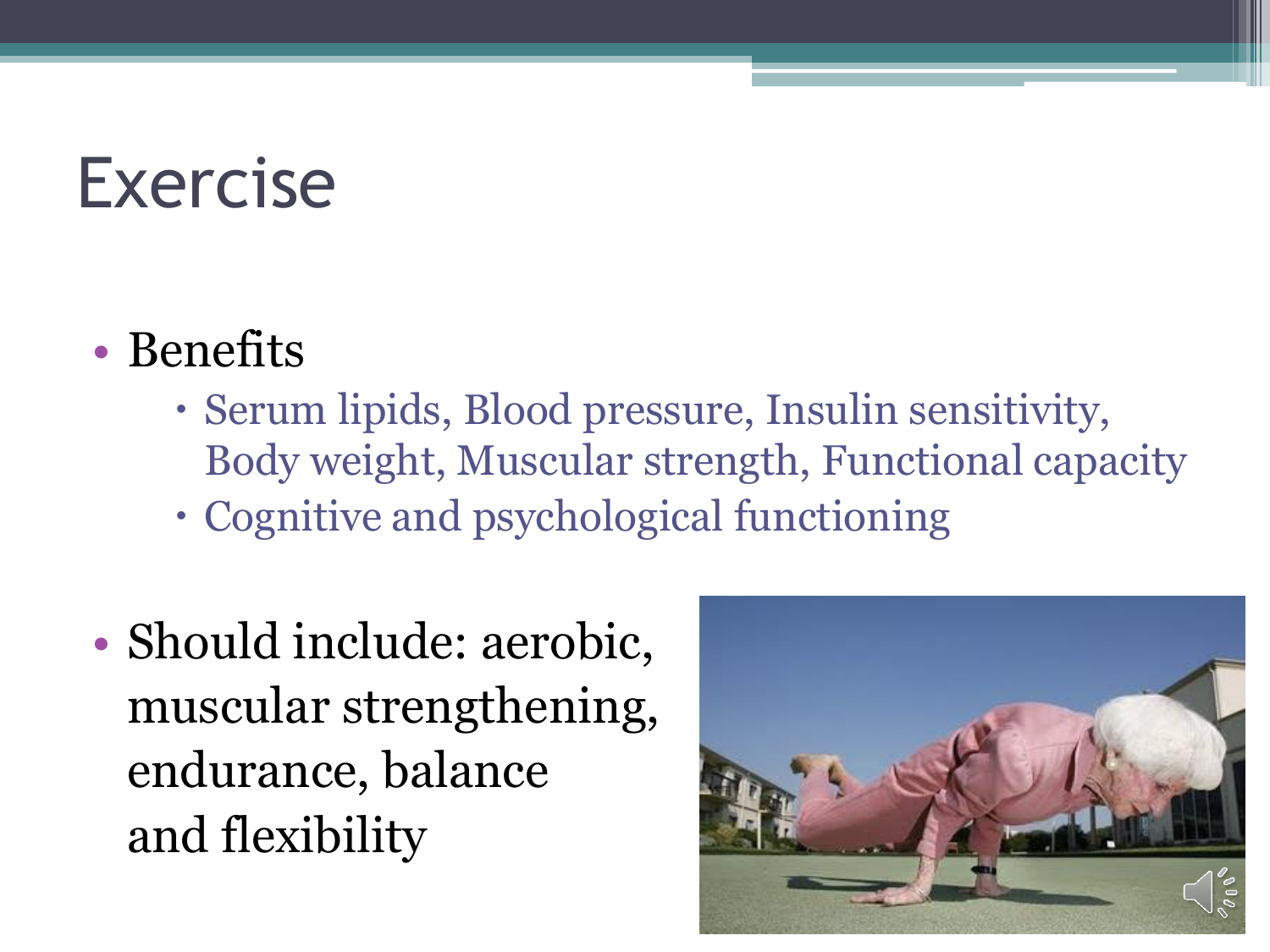# Exercise

- Benefits
  - Serum lipids, Blood pressure, Insulin sensitivity, Body weight, Muscular strength, Functional capacity
  - Cognitive and psychological functioning

- Should include: aerobic, muscular strengthening, endurance, balance and flexibility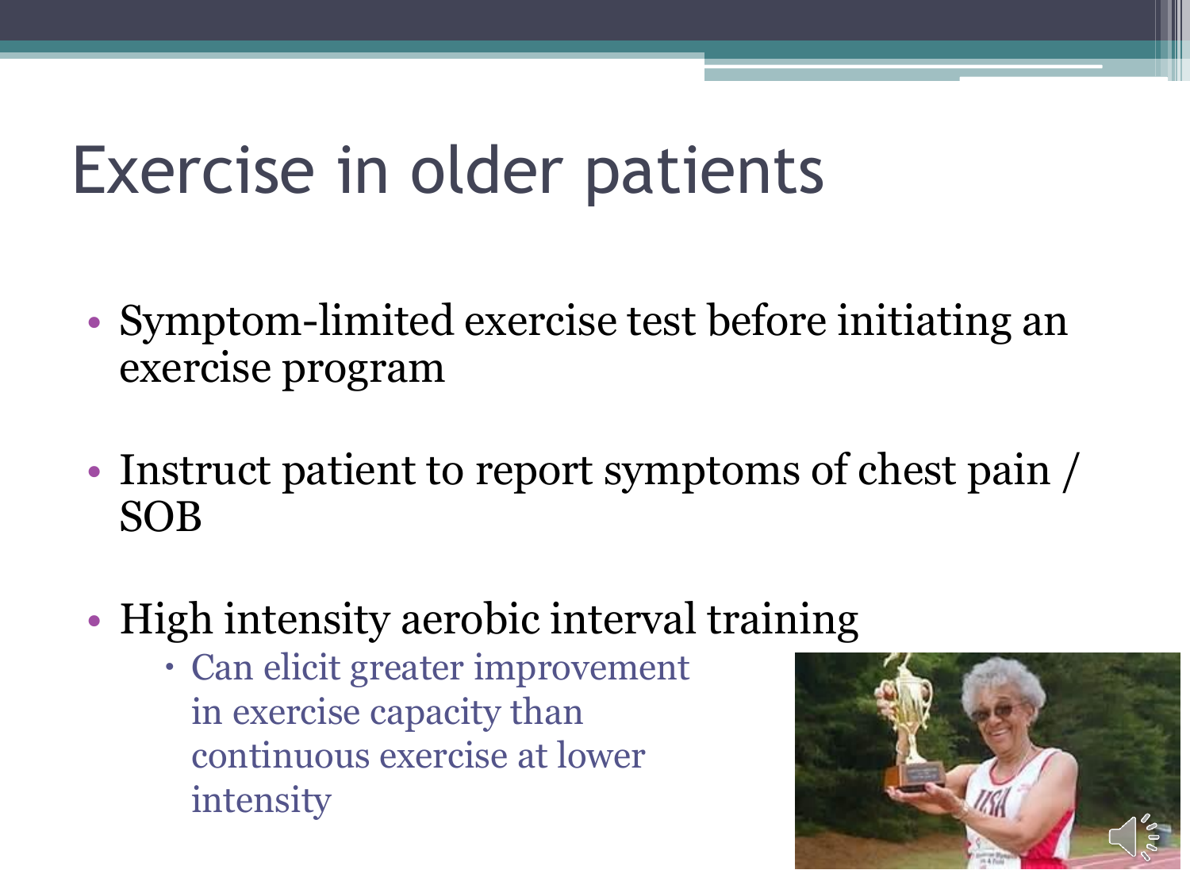# Exercise in older patients

- Symptom-limited exercise test before initiating an exercise program
- Instruct patient to report symptoms of chest pain / SOB
- High intensity aerobic interval training
  - Can elicit greater improvement in exercise capacity than continuous exercise at lower intensity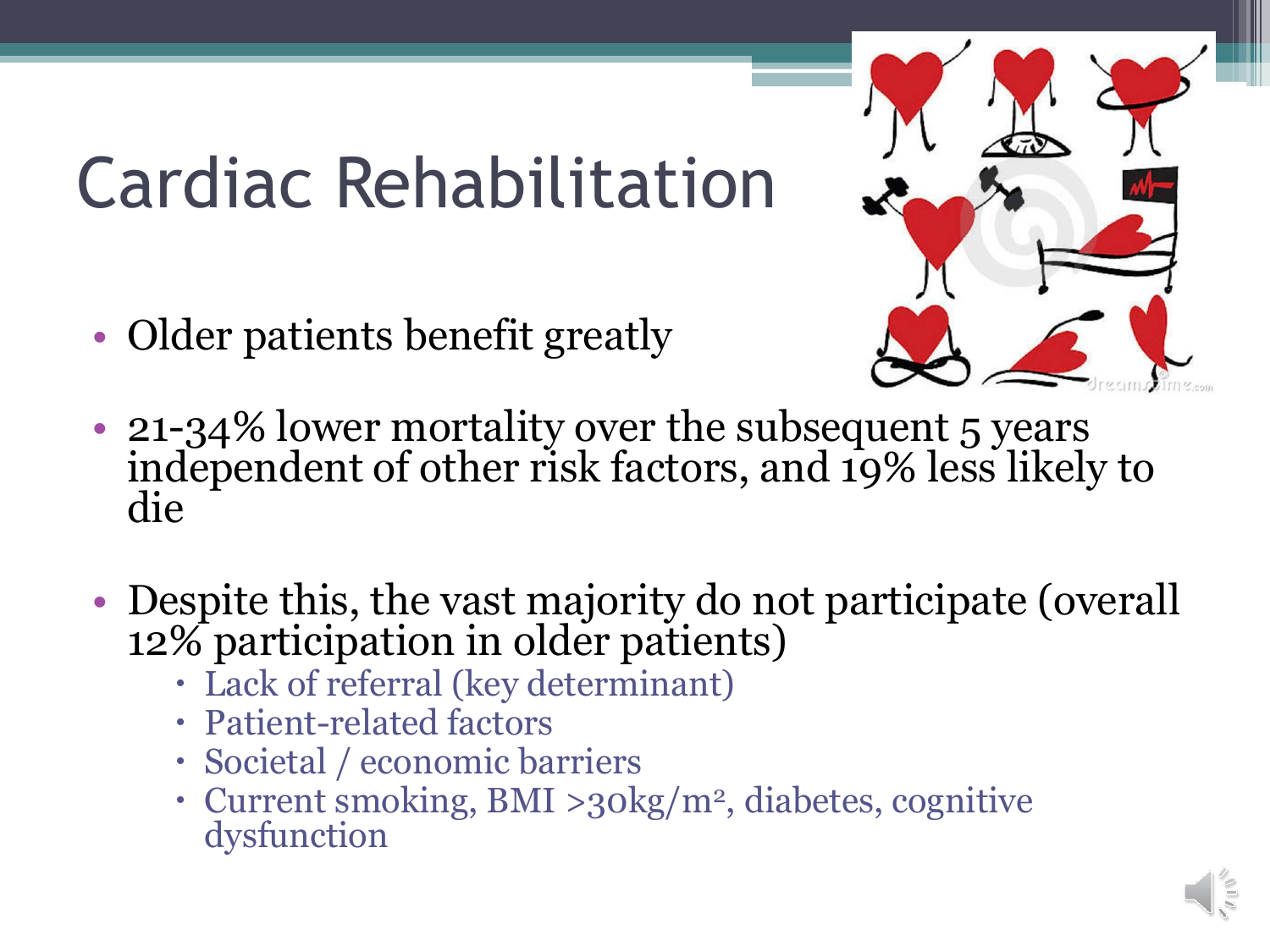# Cardiac Rehabilitation

- Older patients benefit greatly
- 21-34% lower mortality over the subsequent 5 years independent of other risk factors, and 19% less likely to die
- Despite this, the vast majority do not participate (overall 12% participation in older patients)
  - Lack of referral (key determinant)
  - Patient-related factors
  - Societal / economic barriers
  - Current smoking, BMI >30kg/m$^2$, diabetes, cognitive dysfunction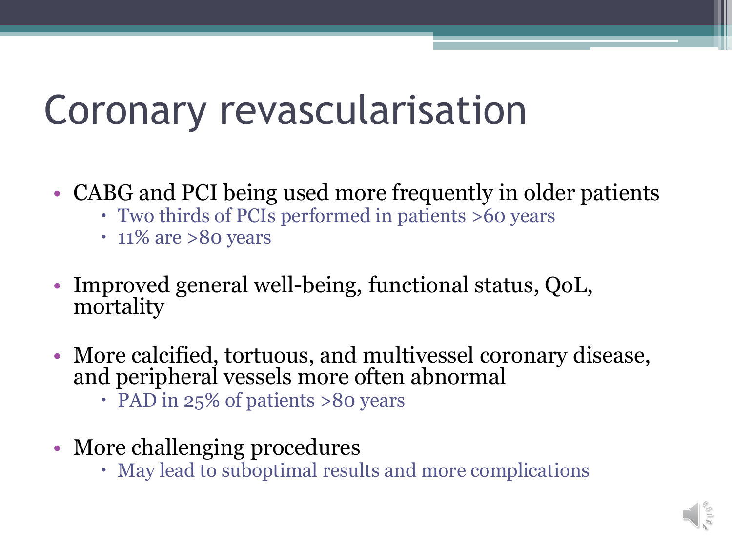# Coronary revascularisation

- CABG and PCI being used more frequently in older patients
  - Two thirds of PCIs performed in patients >60 years
  - 11% are >80 years
- Improved general well-being, functional status, QoL, mortality
- More calcified, tortuous, and multivessel coronary disease, and peripheral vessels more often abnormal
  - PAD in 25% of patients >80 years
- More challenging procedures
  - May lead to suboptimal results and more complications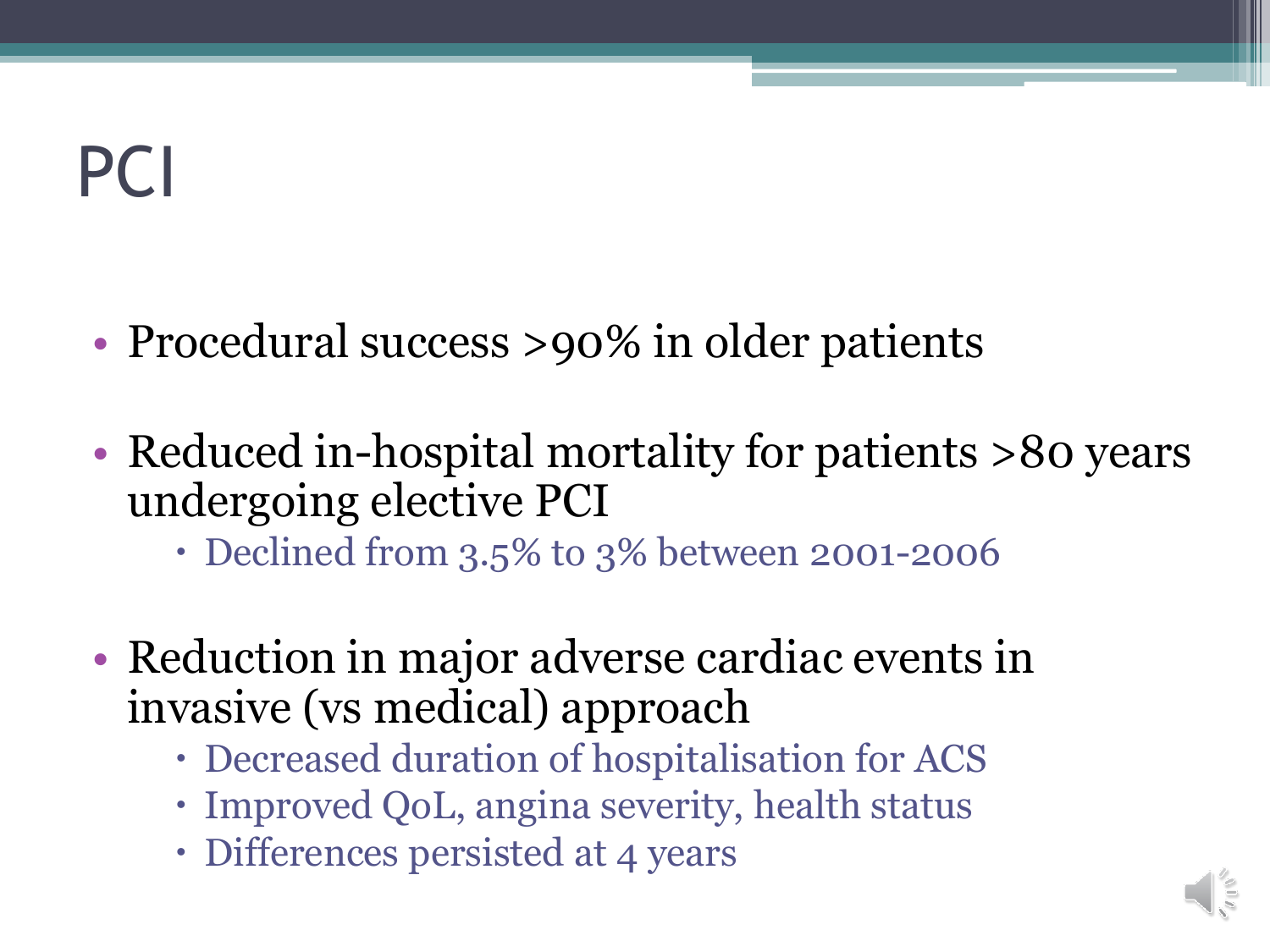# PCI

- Procedural success >90% in older patients
- Reduced in-hospital mortality for patients >80 years undergoing elective PCI
  - Declined from 3.5% to 3% between 2001-2006
- Reduction in major adverse cardiac events in invasive (vs medical) approach
  - Decreased duration of hospitalisation for ACS
  - Improved QoL, angina severity, health status
  - Differences persisted at 4 years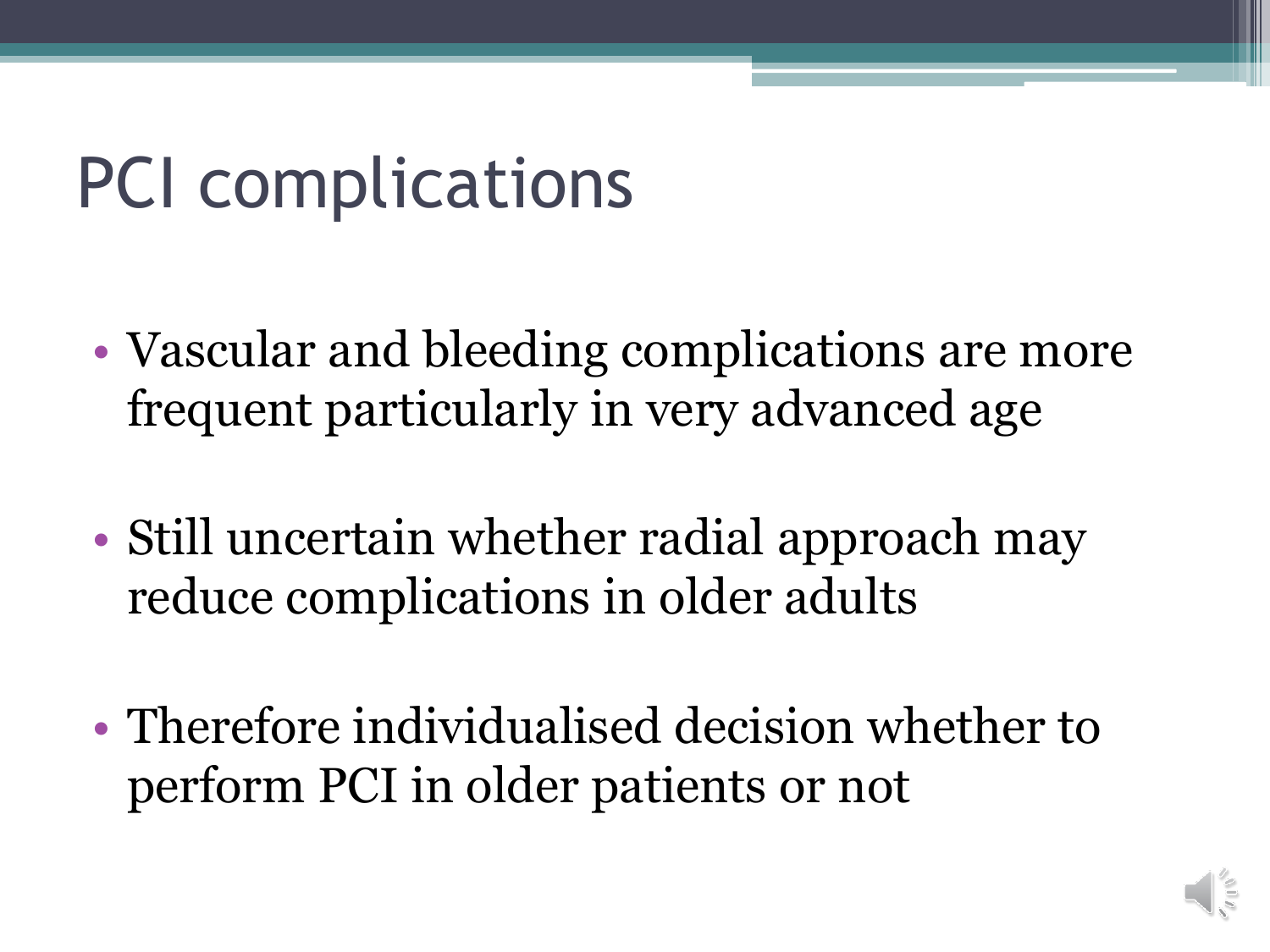# PCI complications

- Vascular and bleeding complications are more frequent particularly in very advanced age
- Still uncertain whether radial approach may reduce complications in older adults
- Therefore individualised decision whether to perform PCI in older patients or not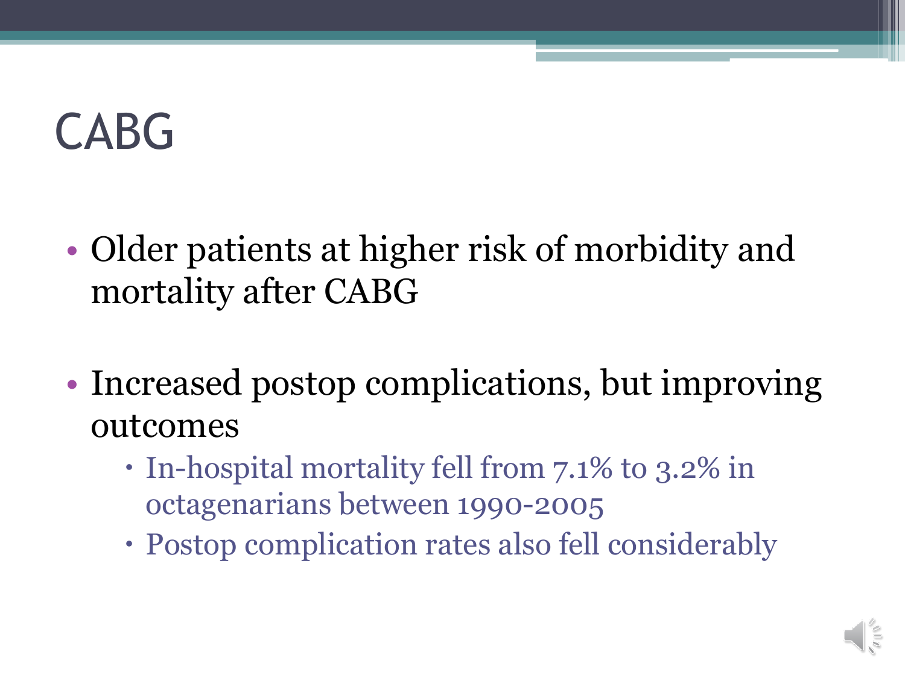# CABG

- Older patients at higher risk of morbidity and mortality after CABG
- Increased postop complications, but improving outcomes
  - In-hospital mortality fell from 7.1% to 3.2% in octagenarians between 1990-2005
  - Postop complication rates also fell considerably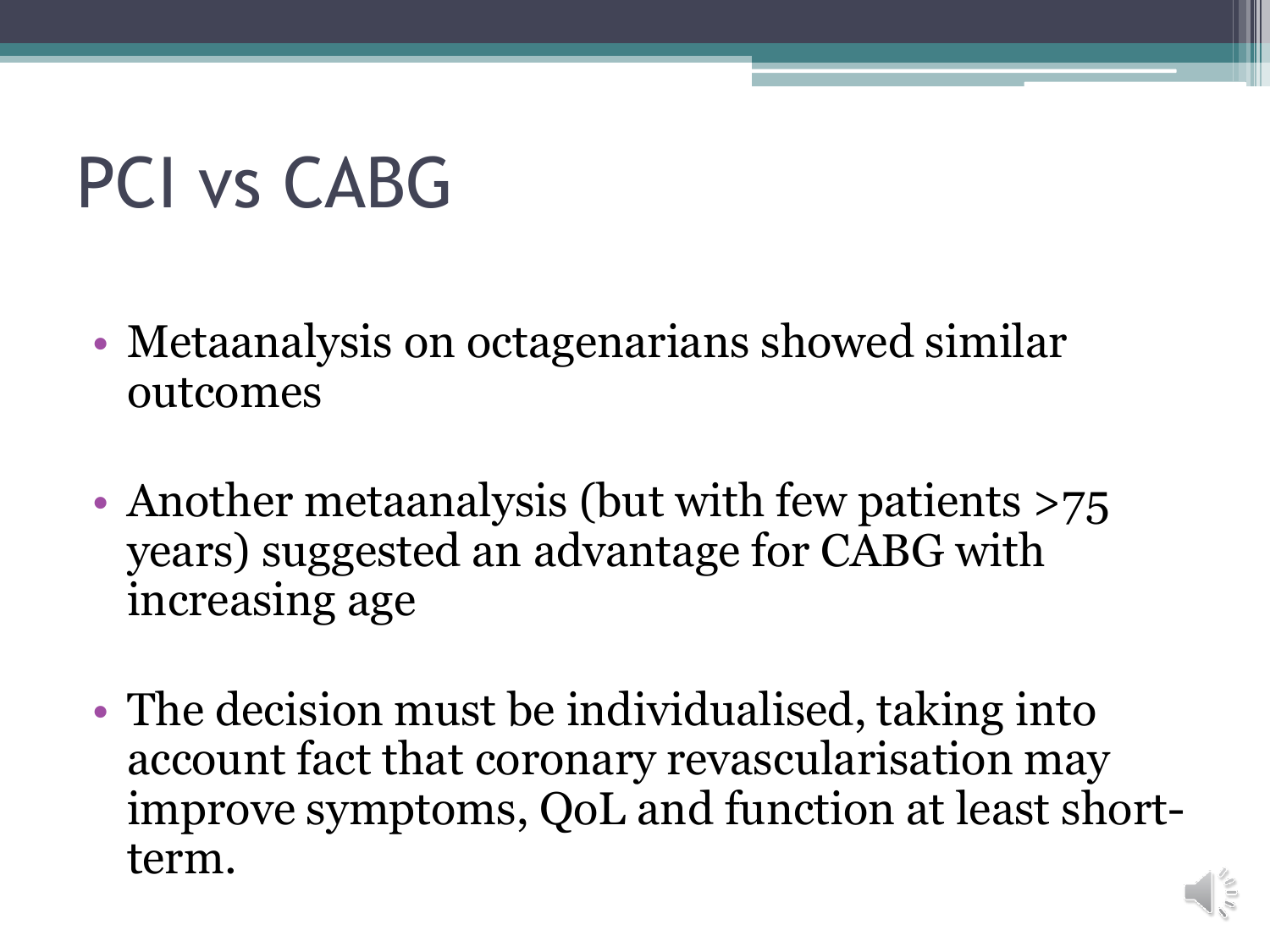# PCI vs CABG

- Metaanalysis on octagenarians showed similar outcomes
- Another metaanalysis (but with few patients >75 years) suggested an advantage for CABG with increasing age
- The decision must be individualised, taking into account fact that coronary revascularisation may improve symptoms, QoL and function at least short-term.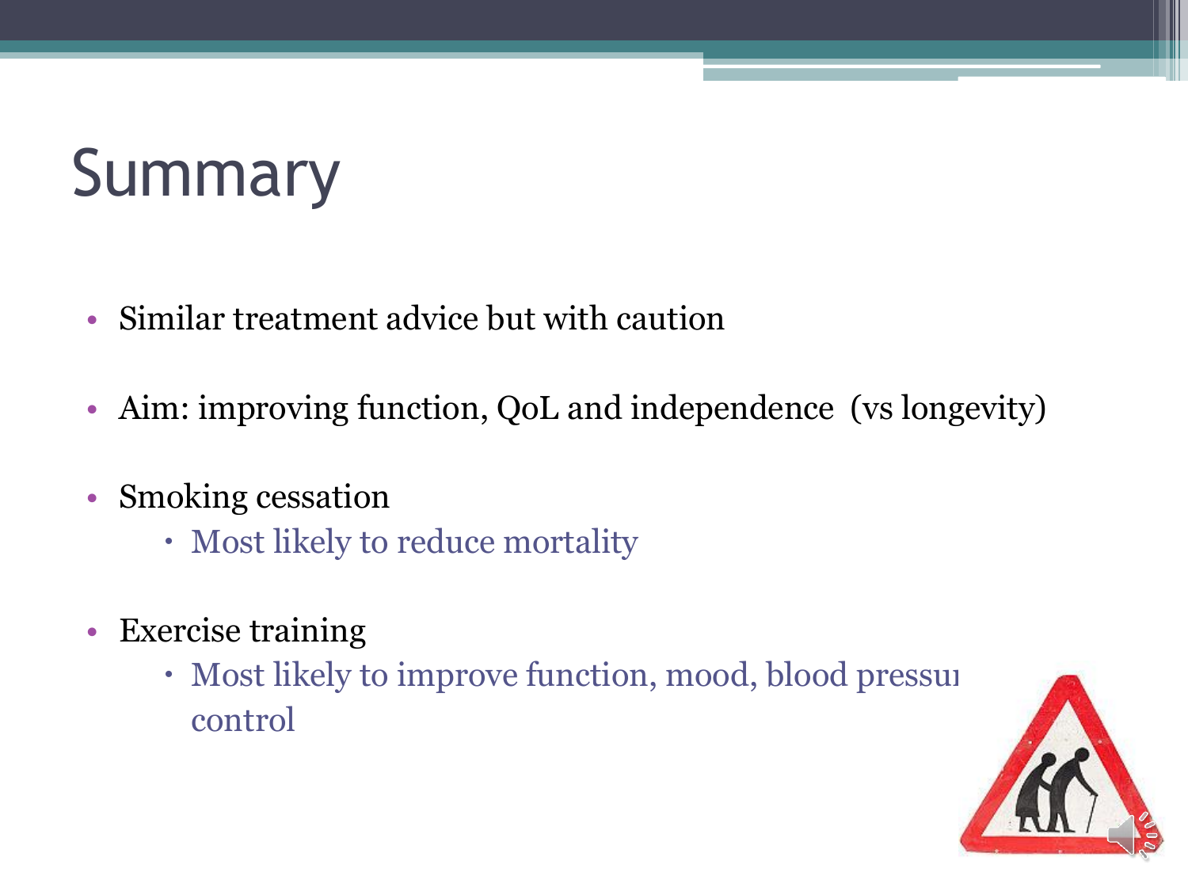# Summary

- Similar treatment advice but with caution
- Aim: improving function, QoL and independence (vs longevity)
- Smoking cessation
  - Most likely to reduce mortality
- Exercise training
  - Most likely to improve function, mood, blood pressu control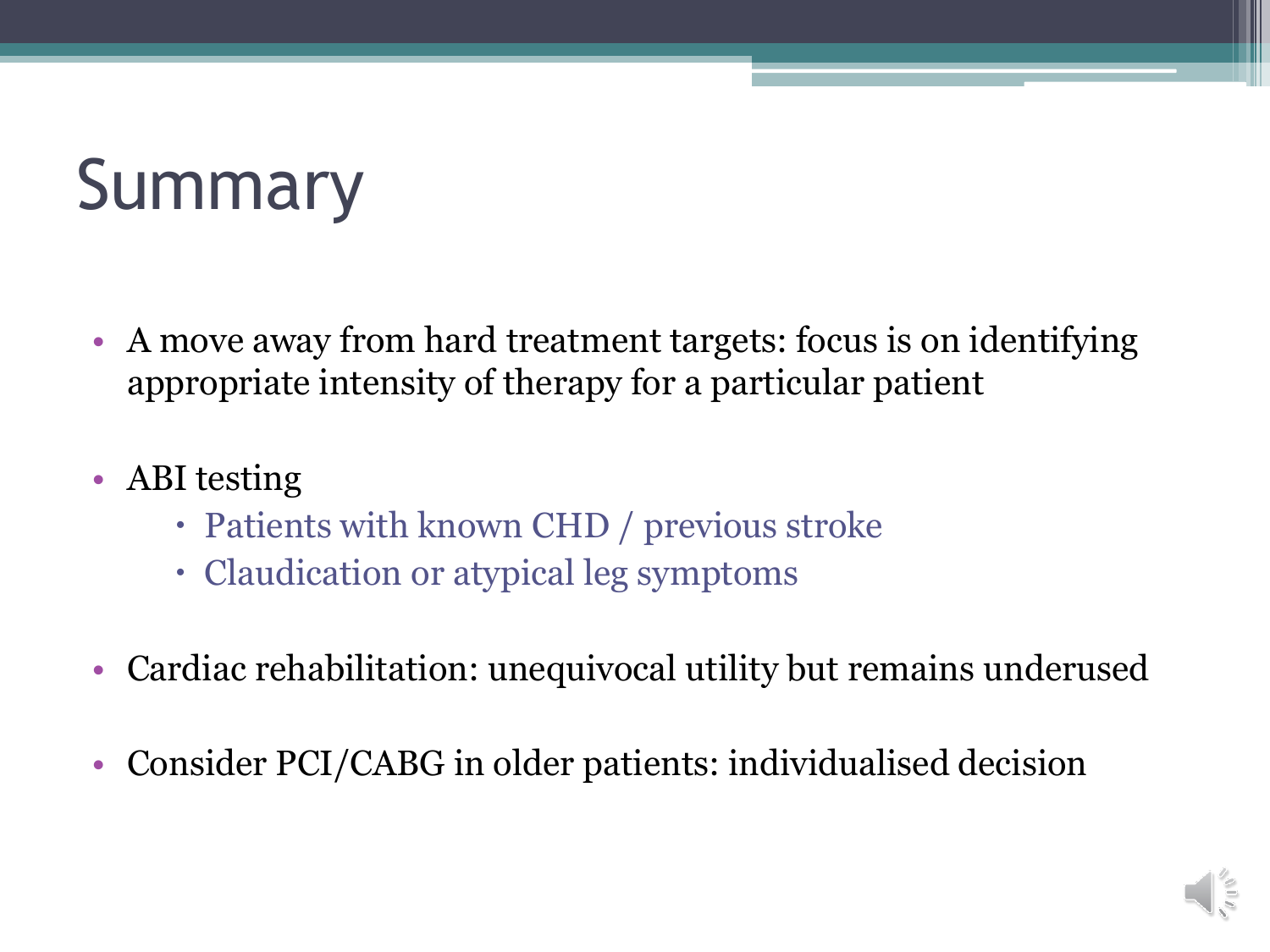# Summary

- A move away from hard treatment targets: focus is on identifying appropriate intensity of therapy for a particular patient
- ABI testing
  - Patients with known CHD / previous stroke
  - Claudication or atypical leg symptoms
- Cardiac rehabilitation: unequivocal utility but remains underused
- Consider PCI/CABG in older patients: individualised decision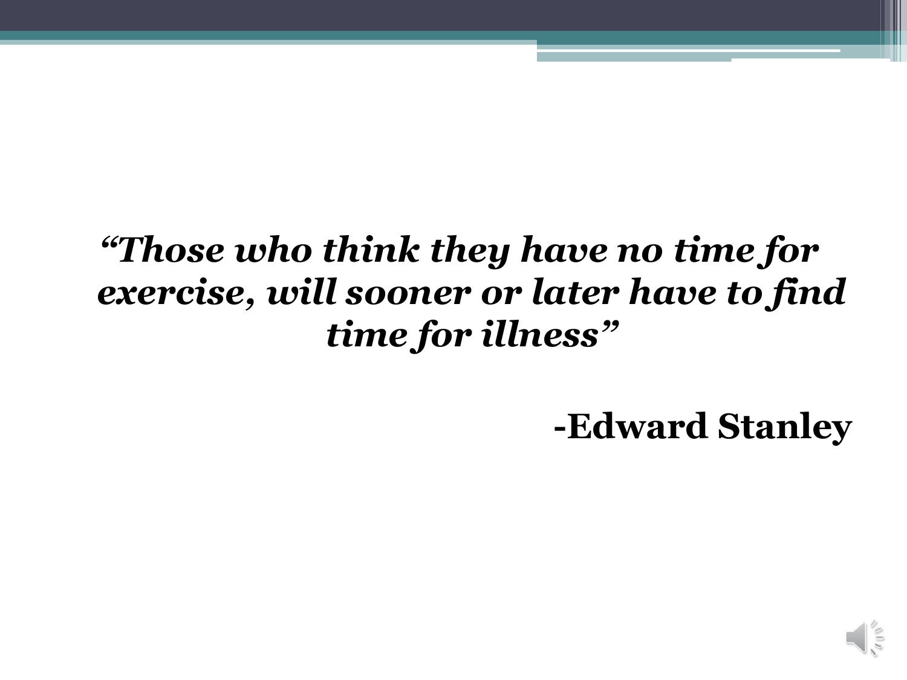***"Those who think they have no time for exercise, will sooner or later have to find time for illness"***

**-Edward Stanley**